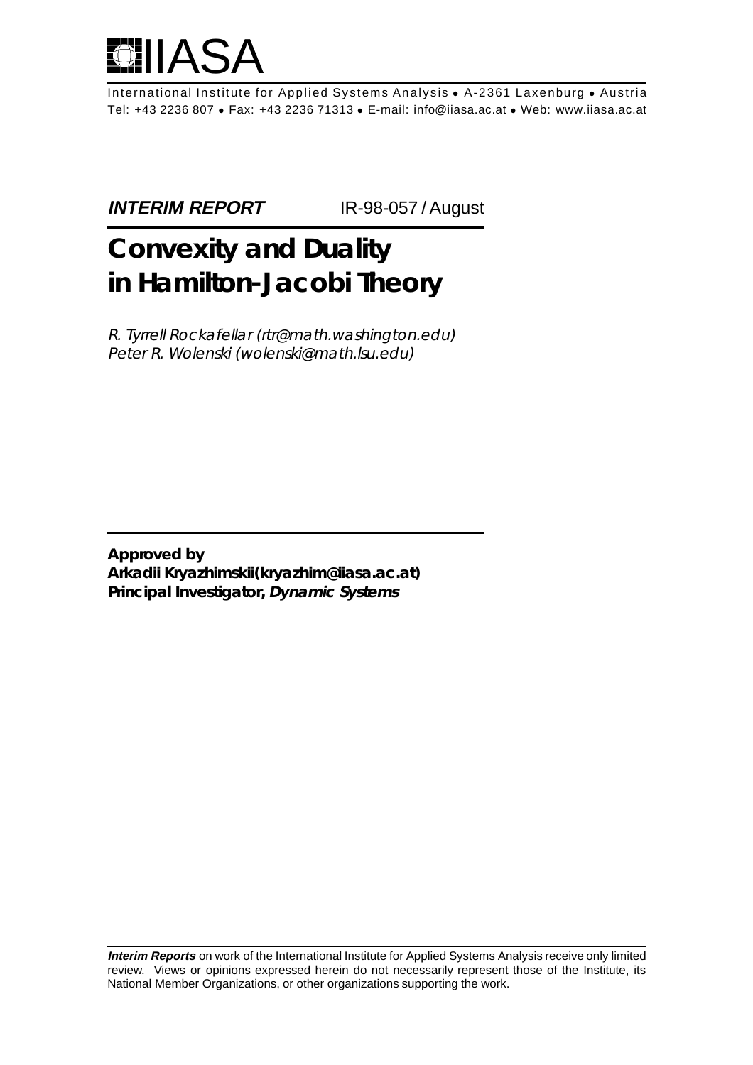IIASA

International Institute for Applied Systems Analysis • A-2361 Laxenburg • Austria
Tel: +43 2236 807 • Fax: +43 2236 71313 • E-mail: info@iiasa.ac.at • Web: www.iiasa.ac.at

***INTERIM REPORT*** IR-98-057 / August

# Convexity and Duality in Hamilton-Jacobi Theory

*R. Tyrrell Rockafellar (rtr@math.washington.edu)*
*Peter R. Wolenski (wolenski@math.lsu.edu)*

**Approved by**
**Arkadii Kryazhimskii(kryazhim@iiasa.ac.at)**
**Principal Investigator, *Dynamic Systems***

***Interim Reports*** on work of the International Institute for Applied Systems Analysis receive only limited review. Views or opinions expressed herein do not necessarily represent those of the Institute, its National Member Organizations, or other organizations supporting the work.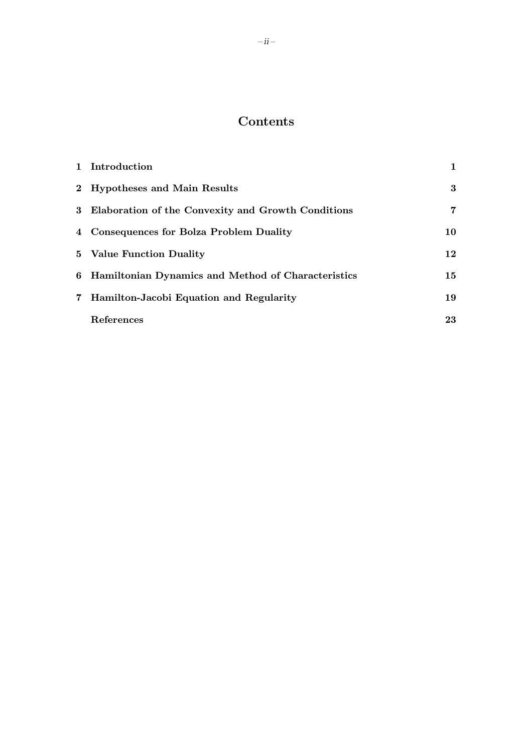# Contents

| | | |
|---|---|---|
| **1** | **Introduction** | **1** |
| **2** | **Hypotheses and Main Results** | **3** |
| **3** | **Elaboration of the Convexity and Growth Conditions** | **7** |
| **4** | **Consequences for Bolza Problem Duality** | **10** |
| **5** | **Value Function Duality** | **12** |
| **6** | **Hamiltonian Dynamics and Method of Characteristics** | **15** |
| **7** | **Hamilton-Jacobi Equation and Regularity** | **19** |
| | **References** | **23** |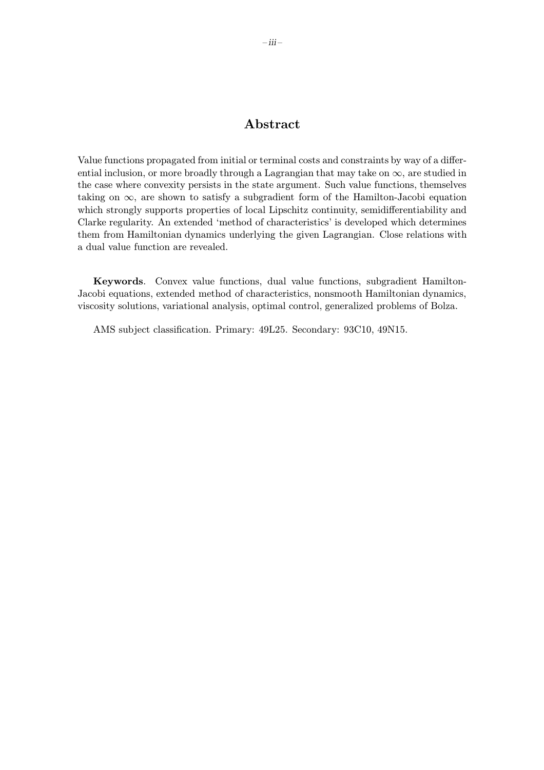## Abstract

Value functions propagated from initial or terminal costs and constraints by way of a differential inclusion, or more broadly through a Lagrangian that may take on $\infty$, are studied in the case where convexity persists in the state argument. Such value functions, themselves taking on $\infty$, are shown to satisfy a subgradient form of the Hamilton-Jacobi equation which strongly supports properties of local Lipschitz continuity, semidifferentiability and Clarke regularity. An extended 'method of characteristics' is developed which determines them from Hamiltonian dynamics underlying the given Lagrangian. Close relations with a dual value function are revealed.

**Keywords**. Convex value functions, dual value functions, subgradient Hamilton-Jacobi equations, extended method of characteristics, nonsmooth Hamiltonian dynamics, viscosity solutions, variational analysis, optimal control, generalized problems of Bolza.

AMS subject classification. Primary: 49L25. Secondary: 93C10, 49N15.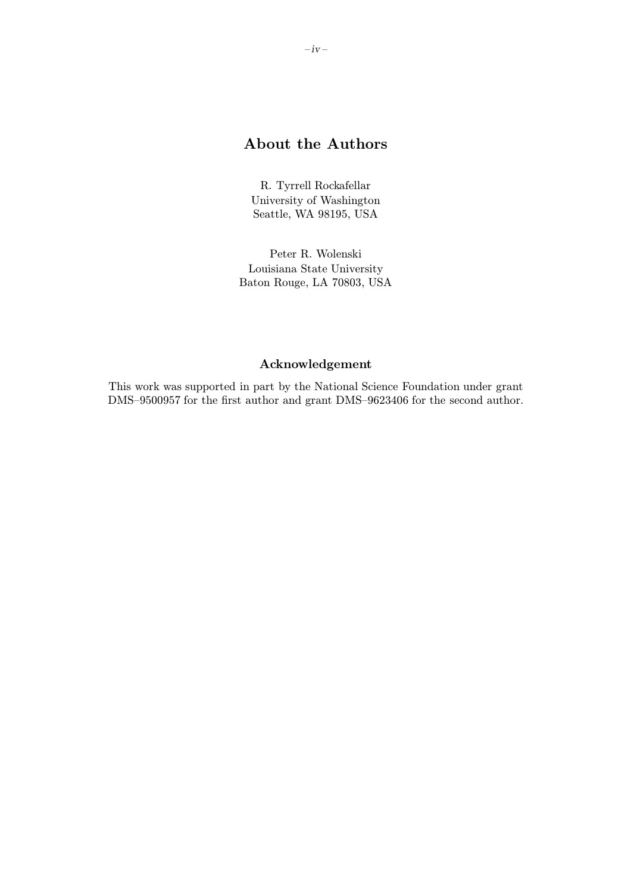## About the Authors

R. Tyrrell Rockafellar  
University of Washington  
Seattle, WA 98195, USA

Peter R. Wolenski  
Louisiana State University  
Baton Rouge, LA 70803, USA

### Acknowledgement

This work was supported in part by the National Science Foundation under grant DMS–9500957 for the first author and grant DMS–9623406 for the second author.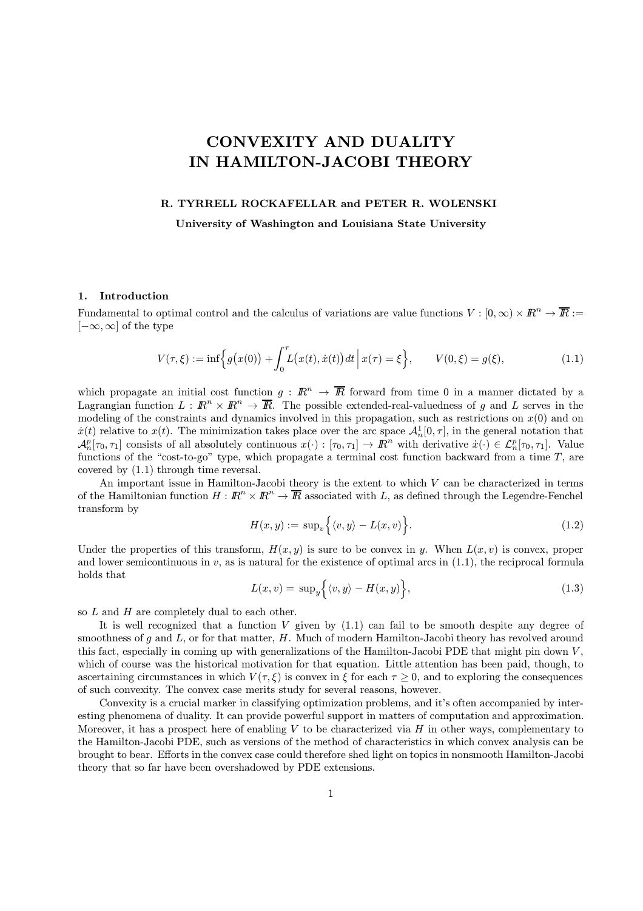# CONVEXITY AND DUALITY IN HAMILTON-JACOBI THEORY

**R. TYRRELL ROCKAFELLAR and PETER R. WOLENSKI**

**University of Washington and Louisiana State University**

## 1. Introduction

Fundamental to optimal control and the calculus of variations are value functions $V : [0, \infty) \times \mathbb{R}^n \to \overline{\mathbb{R}} := [-\infty, \infty]$ of the type

$$V(\tau, \xi) := \inf\Big\{ g\big(x(0)\big) + \int_0^\tau L\big(x(t), \dot{x}(t)\big)\, dt \,\Big|\, x(\tau) = \xi \Big\}, \qquad V(0, \xi) = g(\xi), \tag{1.1}$$

which propagate an initial cost function $g : \mathbb{R}^n \to \overline{\mathbb{R}}$ forward from time 0 in a manner dictated by a Lagrangian function $L : \mathbb{R}^n \times \mathbb{R}^n \to \overline{\mathbb{R}}$. The possible extended-real-valuedness of $g$ and $L$ serves in the modeling of the constraints and dynamics involved in this propagation, such as restrictions on $x(0)$ and on $\dot{x}(t)$ relative to $x(t)$. The minimization takes place over the arc space $\mathcal{A}_n^1[0, \tau]$, in the general notation that $\mathcal{A}_n^p[\tau_0, \tau_1]$ consists of all absolutely continuous $x(\cdot) : [\tau_0, \tau_1] \to \mathbb{R}^n$ with derivative $\dot{x}(\cdot) \in \mathcal{L}_n^p[\tau_0, \tau_1]$. Value functions of the "cost-to-go" type, which propagate a terminal cost function backward from a time $T$, are covered by (1.1) through time reversal.

An important issue in Hamilton-Jacobi theory is the extent to which $V$ can be characterized in terms of the Hamiltonian function $H : \mathbb{R}^n \times \mathbb{R}^n \to \overline{\mathbb{R}}$ associated with $L$, as defined through the Legendre-Fenchel transform by

$$H(x, y) := \sup_v \Big\{ \langle v, y \rangle - L(x, v) \Big\}. \tag{1.2}$$

Under the properties of this transform, $H(x, y)$ is sure to be convex in $y$. When $L(x, v)$ is convex, proper and lower semicontinuous in $v$, as is natural for the existence of optimal arcs in (1.1), the reciprocal formula holds that

$$L(x, v) = \sup_y \Big\{ \langle v, y \rangle - H(x, y) \Big\}, \tag{1.3}$$

so $L$ and $H$ are completely dual to each other.

It is well recognized that a function $V$ given by (1.1) can fail to be smooth despite any degree of smoothness of $g$ and $L$, or for that matter, $H$. Much of modern Hamilton-Jacobi theory has revolved around this fact, especially in coming up with generalizations of the Hamilton-Jacobi PDE that might pin down $V$, which of course was the historical motivation for that equation. Little attention has been paid, though, to ascertaining circumstances in which $V(\tau, \xi)$ is convex in $\xi$ for each $\tau \geq 0$, and to exploring the consequences of such convexity. The convex case merits study for several reasons, however.

Convexity is a crucial marker in classifying optimization problems, and it's often accompanied by interesting phenomena of duality. It can provide powerful support in matters of computation and approximation. Moreover, it has a prospect here of enabling $V$ to be characterized via $H$ in other ways, complementary to the Hamilton-Jacobi PDE, such as versions of the method of characteristics in which convex analysis can be brought to bear. Efforts in the convex case could therefore shed light on topics in nonsmooth Hamilton-Jacobi theory that so far have been overshadowed by PDE extensions.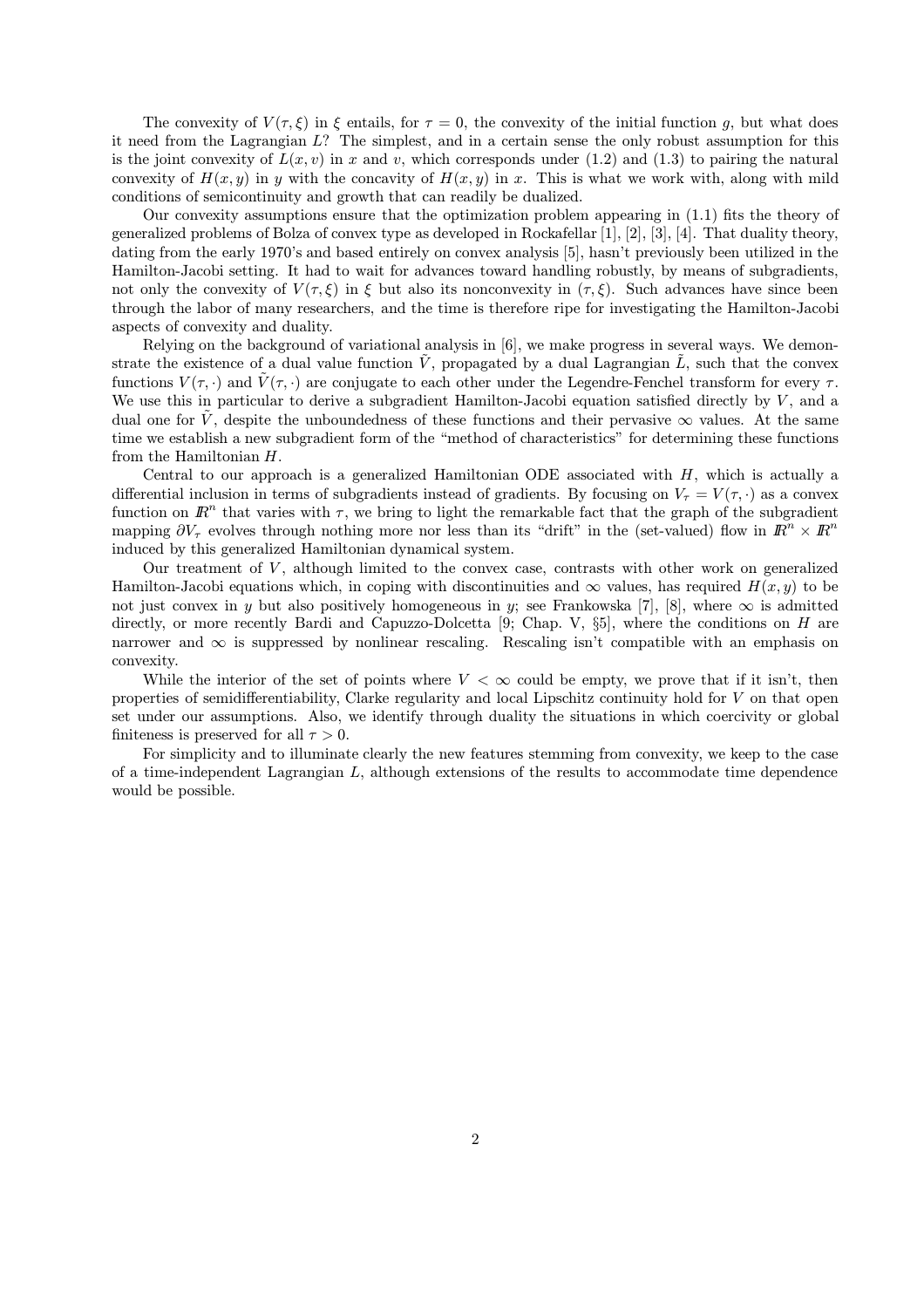The convexity of $V(\tau, \xi)$ in $\xi$ entails, for $\tau = 0$, the convexity of the initial function $g$, but what does it need from the Lagrangian $L$? The simplest, and in a certain sense the only robust assumption for this is the joint convexity of $L(x, v)$ in $x$ and $v$, which corresponds under (1.2) and (1.3) to pairing the natural convexity of $H(x, y)$ in $y$ with the concavity of $H(x, y)$ in $x$. This is what we work with, along with mild conditions of semicontinuity and growth that can readily be dualized.

Our convexity assumptions ensure that the optimization problem appearing in (1.1) fits the theory of generalized problems of Bolza of convex type as developed in Rockafellar [1], [2], [3], [4]. That duality theory, dating from the early 1970's and based entirely on convex analysis [5], hasn't previously been utilized in the Hamilton-Jacobi setting. It had to wait for advances toward handling robustly, by means of subgradients, not only the convexity of $V(\tau, \xi)$ in $\xi$ but also its nonconvexity in $(\tau, \xi)$. Such advances have since been through the labor of many researchers, and the time is therefore ripe for investigating the Hamilton-Jacobi aspects of convexity and duality.

Relying on the background of variational analysis in [6], we make progress in several ways. We demonstrate the existence of a dual value function $\tilde{V}$, propagated by a dual Lagrangian $\tilde{L}$, such that the convex functions $V(\tau, \cdot)$ and $\tilde{V}(\tau, \cdot)$ are conjugate to each other under the Legendre-Fenchel transform for every $\tau$. We use this in particular to derive a subgradient Hamilton-Jacobi equation satisfied directly by $V$, and a dual one for $\tilde{V}$, despite the unboundedness of these functions and their pervasive $\infty$ values. At the same time we establish a new subgradient form of the "method of characteristics" for determining these functions from the Hamiltonian $H$.

Central to our approach is a generalized Hamiltonian ODE associated with $H$, which is actually a differential inclusion in terms of subgradients instead of gradients. By focusing on $V_\tau = V(\tau, \cdot)$ as a convex function on $\mathbb{R}^n$ that varies with $\tau$, we bring to light the remarkable fact that the graph of the subgradient mapping $\partial V_\tau$ evolves through nothing more nor less than its "drift" in the (set-valued) flow in $\mathbb{R}^n \times \mathbb{R}^n$ induced by this generalized Hamiltonian dynamical system.

Our treatment of $V$, although limited to the convex case, contrasts with other work on generalized Hamilton-Jacobi equations which, in coping with discontinuities and $\infty$ values, has required $H(x, y)$ to be not just convex in $y$ but also positively homogeneous in $y$; see Frankowska [7], [8], where $\infty$ is admitted directly, or more recently Bardi and Capuzzo-Dolcetta [9; Chap. V, §5], where the conditions on $H$ are narrower and $\infty$ is suppressed by nonlinear rescaling. Rescaling isn't compatible with an emphasis on convexity.

While the interior of the set of points where $V < \infty$ could be empty, we prove that if it isn't, then properties of semidifferentiability, Clarke regularity and local Lipschitz continuity hold for $V$ on that open set under our assumptions. Also, we identify through duality the situations in which coercivity or global finiteness is preserved for all $\tau > 0$.

For simplicity and to illuminate clearly the new features stemming from convexity, we keep to the case of a time-independent Lagrangian $L$, although extensions of the results to accommodate time dependence would be possible.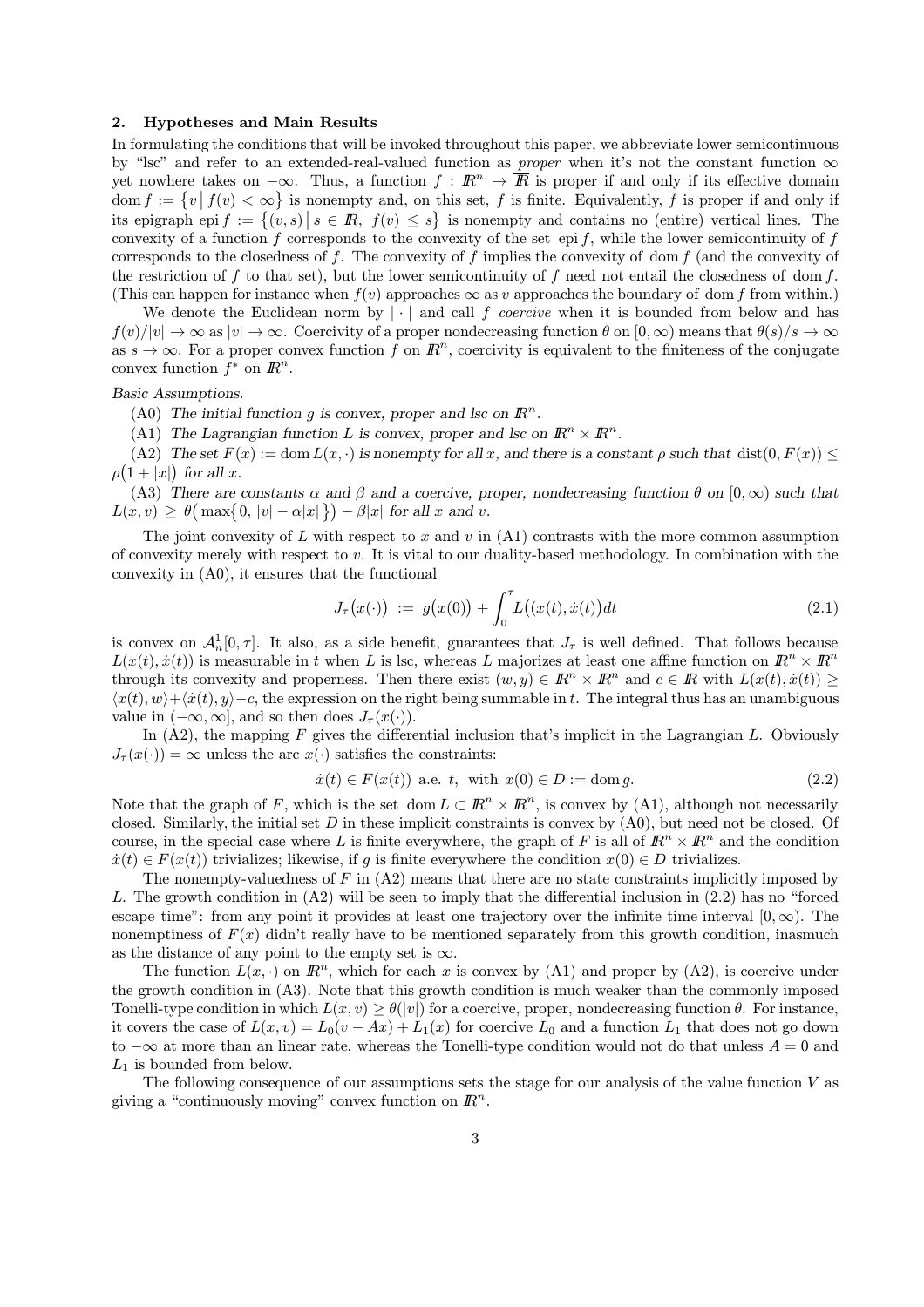## 2. Hypotheses and Main Results

In formulating the conditions that will be invoked throughout this paper, we abbreviate lower semicontinuous by "lsc" and refer to an extended-real-valued function as *proper* when it's not the constant function $\infty$ yet nowhere takes on $-\infty$. Thus, a function $f : I\!\!R^n \to \overline{I\!\!R}$ is proper if and only if its effective domain $\operatorname{dom} f := \{ v \mid f(v) < \infty \}$ is nonempty and, on this set, $f$ is finite. Equivalently, $f$ is proper if and only if its epigraph $\operatorname{epi} f := \{ (v,s) \mid s \in I\!\!R,\ f(v) \le s \}$ is nonempty and contains no (entire) vertical lines. The convexity of a function $f$ corresponds to the convexity of the set $\operatorname{epi} f$, while the lower semicontinuity of $f$ corresponds to the closedness of $f$. The convexity of $f$ implies the convexity of $\operatorname{dom} f$ (and the convexity of the restriction of $f$ to that set), but the lower semicontinuity of $f$ need not entail the closedness of $\operatorname{dom} f$. (This can happen for instance when $f(v)$ approaches $\infty$ as $v$ approaches the boundary of $\operatorname{dom} f$ from within.)

We denote the Euclidean norm by $|\cdot|$ and call $f$ *coercive* when it is bounded from below and has $f(v)/|v| \to \infty$ as $|v| \to \infty$. Coercivity of a proper nondecreasing function $\theta$ on $[0,\infty)$ means that $\theta(s)/s \to \infty$ as $s \to \infty$. For a proper convex function $f$ on $I\!\!R^n$, coercivity is equivalent to the finiteness of the conjugate convex function $f^*$ on $I\!\!R^n$.

*Basic Assumptions.*

(A0) *The initial function $g$ is convex, proper and lsc on $I\!\!R^n$.*

(A1) *The Lagrangian function $L$ is convex, proper and lsc on $I\!\!R^n \times I\!\!R^n$.*

(A2) *The set $F(x) := \operatorname{dom} L(x,\cdot)$ is nonempty for all $x$, and there is a constant $\rho$ such that $\operatorname{dist}(0, F(x)) \le \rho\big(1 + |x|\big)$ for all $x$.*

(A3) *There are constants $\alpha$ and $\beta$ and a coercive, proper, nondecreasing function $\theta$ on $[0,\infty)$ such that $L(x,v) \ge \theta\big(\max\{0, |v| - \alpha|x|\}\big) - \beta|x|$ for all $x$ and $v$.*

The joint convexity of $L$ with respect to $x$ and $v$ in (A1) contrasts with the more common assumption of convexity merely with respect to $v$. It is vital to our duality-based methodology. In combination with the convexity in (A0), it ensures that the functional

$$J_\tau\big(x(\cdot)\big) := g\big(x(0)\big) + \int_0^\tau L\big((x(t), \dot{x}(t)\big)dt \tag{2.1}$$

is convex on $\mathcal{A}^1_n[0,\tau]$. It also, as a side benefit, guarantees that $J_\tau$ is well defined. That follows because $L(x(t), \dot{x}(t))$ is measurable in $t$ when $L$ is lsc, whereas $L$ majorizes at least one affine function on $I\!\!R^n \times I\!\!R^n$ through its convexity and properness. Then there exist $(w,y) \in I\!\!R^n \times I\!\!R^n$ and $c \in I\!\!R$ with $L(x(t), \dot{x}(t)) \ge \langle x(t), w\rangle + \langle \dot{x}(t), y\rangle - c$, the expression on the right being summable in $t$. The integral thus has an unambiguous value in $(-\infty, \infty]$, and so then does $J_\tau(x(\cdot))$.

In (A2), the mapping $F$ gives the differential inclusion that's implicit in the Lagrangian $L$. Obviously $J_\tau(x(\cdot)) = \infty$ unless the arc $x(\cdot)$ satisfies the constraints:

$$\dot{x}(t) \in F(x(t)) \text{ a.e. } t, \text{ with } x(0) \in D := \operatorname{dom} g. \tag{2.2}$$

Note that the graph of $F$, which is the set $\operatorname{dom} L \subset I\!\!R^n \times I\!\!R^n$, is convex by (A1), although not necessarily closed. Similarly, the initial set $D$ in these implicit constraints is convex by (A0), but need not be closed. Of course, in the special case where $L$ is finite everywhere, the graph of $F$ is all of $I\!\!R^n \times I\!\!R^n$ and the condition $\dot{x}(t) \in F(x(t))$ trivializes; likewise, if $g$ is finite everywhere the condition $x(0) \in D$ trivializes.

The nonempty-valuedness of $F$ in (A2) means that there are no state constraints implicitly imposed by $L$. The growth condition in (A2) will be seen to imply that the differential inclusion in (2.2) has no "forced escape time": from any point it provides at least one trajectory over the infinite time interval $[0,\infty)$. The nonemptiness of $F(x)$ didn't really have to be mentioned separately from this growth condition, inasmuch as the distance of any point to the empty set is $\infty$.

The function $L(x,\cdot)$ on $I\!\!R^n$, which for each $x$ is convex by (A1) and proper by (A2), is coercive under the growth condition in (A3). Note that this growth condition is much weaker than the commonly imposed Tonelli-type condition in which $L(x,v) \ge \theta(|v|)$ for a coercive, proper, nondecreasing function $\theta$. For instance, it covers the case of $L(x,v) = L_0(v - Ax) + L_1(x)$ for coercive $L_0$ and a function $L_1$ that does not go down to $-\infty$ at more than an linear rate, whereas the Tonelli-type condition would not do that unless $A = 0$ and $L_1$ is bounded from below.

The following consequence of our assumptions sets the stage for our analysis of the value function $V$ as giving a "continuously moving" convex function on $I\!\!R^n$.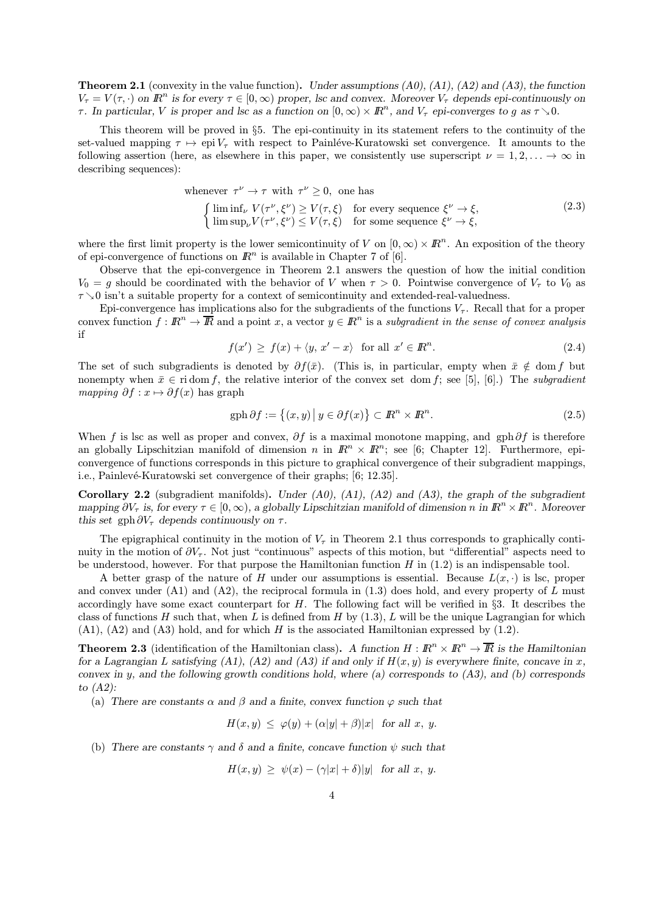**Theorem 2.1** (convexity in the value function)**.** *Under assumptions (A0), (A1), (A2) and (A3), the function $V_\tau = V(\tau,\cdot)$ on $I\!R^n$ is for every $\tau \in [0,\infty)$ proper, lsc and convex. Moreover $V_\tau$ depends epi-continuously on $\tau$. In particular, $V$ is proper and lsc as a function on $[0,\infty)\times I\!R^n$, and $V_\tau$ epi-converges to $g$ as $\tau \searrow 0$.*

This theorem will be proved in §5. The epi-continuity in its statement refers to the continuity of the set-valued mapping $\tau \mapsto \operatorname{epi} V_\tau$ with respect to Painléve-Kuratowski set convergence. It amounts to the following assertion (here, as elsewhere in this paper, we consistently use superscript $\nu = 1, 2, \ldots \to \infty$ in describing sequences):

$$
\text{whenever } \tau^\nu \to \tau \text{ with } \tau^\nu \geq 0, \text{ one has}
$$
$$
\begin{cases} \liminf_\nu V(\tau^\nu, \xi^\nu) \geq V(\tau, \xi) & \text{for every sequence } \xi^\nu \to \xi, \\ \limsup_\nu V(\tau^\nu, \xi^\nu) \leq V(\tau, \xi) & \text{for some sequence } \xi^\nu \to \xi, \end{cases} \tag{2.3}
$$

where the first limit property is the lower semicontinuity of $V$ on $[0,\infty)\times I\!R^n$. An exposition of the theory of epi-convergence of functions on $I\!R^n$ is available in Chapter 7 of [6].

Observe that the epi-convergence in Theorem 2.1 answers the question of how the initial condition $V_0 = g$ should be coordinated with the behavior of $V$ when $\tau > 0$. Pointwise convergence of $V_\tau$ to $V_0$ as $\tau \searrow 0$ isn't a suitable property for a context of semicontinuity and extended-real-valuedness.

Epi-convergence has implications also for the subgradients of the functions $V_\tau$. Recall that for a proper convex function $f : I\!R^n \to \overline{I\!R}$ and a point $x$, a vector $y \in I\!R^n$ is a *subgradient in the sense of convex analysis* if

$$
f(x') \geq f(x) + \langle y, x' - x\rangle \quad \text{for all } x' \in I\!R^n. \tag{2.4}
$$

The set of such subgradients is denoted by $\partial f(\bar{x})$. (This is, in particular, empty when $\bar{x} \notin \operatorname{dom} f$ but nonempty when $\bar{x} \in \operatorname{ri} \operatorname{dom} f$, the relative interior of the convex set $\operatorname{dom} f$; see [5], [6].) The *subgradient mapping* $\partial f : x \mapsto \partial f(x)$ has graph

$$
\operatorname{gph} \partial f := \big\{(x,y) \,\big|\, y \in \partial f(x)\big\} \subset I\!R^n \times I\!R^n. \tag{2.5}
$$

When $f$ is lsc as well as proper and convex, $\partial f$ is a maximal monotone mapping, and $\operatorname{gph} \partial f$ is therefore an globally Lipschitzian manifold of dimension $n$ in $I\!R^n \times I\!R^n$; see [6; Chapter 12]. Furthermore, epi-convergence of functions corresponds in this picture to graphical convergence of their subgradient mappings, i.e., Painlevé-Kuratowski set convergence of their graphs; [6; 12.35].

**Corollary 2.2** (subgradient manifolds)**.** *Under (A0), (A1), (A2) and (A3), the graph of the subgradient mapping $\partial V_\tau$ is, for every $\tau \in [0,\infty)$, a globally Lipschitzian manifold of dimension $n$ in $I\!R^n \times I\!R^n$. Moreover this set $\operatorname{gph} \partial V_\tau$ depends continuously on $\tau$.*

The epigraphical continuity in the motion of $V_\tau$ in Theorem 2.1 thus corresponds to graphically continuity in the motion of $\partial V_\tau$. Not just "continuous" aspects of this motion, but "differential" aspects need to be understood, however. For that purpose the Hamiltonian function $H$ in (1.2) is an indispensable tool.

A better grasp of the nature of $H$ under our assumptions is essential. Because $L(x,\cdot)$ is lsc, proper and convex under (A1) and (A2), the reciprocal formula in (1.3) does hold, and every property of $L$ must accordingly have some exact counterpart for $H$. The following fact will be verified in §3. It describes the class of functions $H$ such that, when $L$ is defined from $H$ by (1.3), $L$ will be the unique Lagrangian for which (A1), (A2) and (A3) hold, and for which $H$ is the associated Hamiltonian expressed by (1.2).

**Theorem 2.3** (identification of the Hamiltonian class)**.** *A function $H : I\!R^n \times I\!R^n \to \overline{I\!R}$ is the Hamiltonian for a Lagrangian $L$ satisfying (A1), (A2) and (A3) if and only if $H(x,y)$ is everywhere finite, concave in $x$, convex in $y$, and the following growth conditions hold, where (a) corresponds to (A3), and (b) corresponds to (A2):*

(a) *There are constants $\alpha$ and $\beta$ and a finite, convex function $\varphi$ such that*

$$
H(x,y) \leq \varphi(y) + (\alpha|y| + \beta)|x| \quad \text{for all } x,\ y.
$$

(b) *There are constants $\gamma$ and $\delta$ and a finite, concave function $\psi$ such that*

$$
H(x,y) \geq \psi(x) - (\gamma|x| + \delta)|y| \quad \text{for all } x,\ y.
$$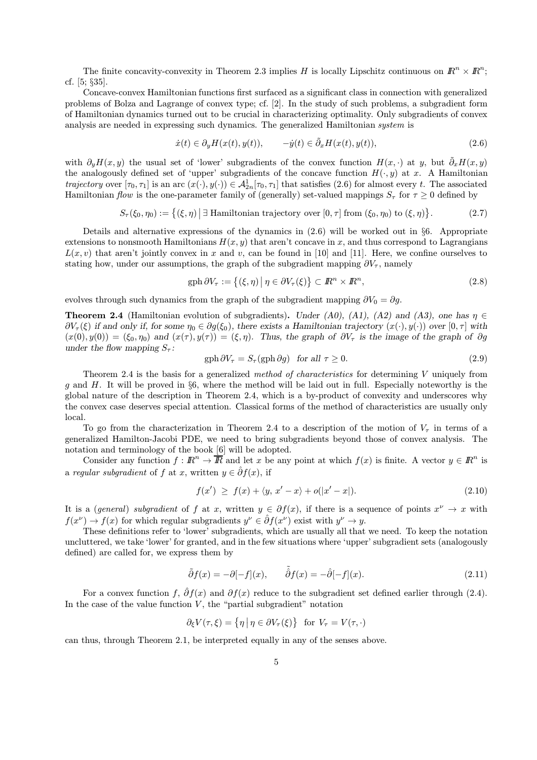The finite concavity-convexity in Theorem 2.3 implies $H$ is locally Lipschitz continuous on $I\!R^n \times I\!R^n$; cf. [5; §35].

Concave-convex Hamiltonian functions first surfaced as a significant class in connection with generalized problems of Bolza and Lagrange of convex type; cf. [2]. In the study of such problems, a subgradient form of Hamiltonian dynamics turned out to be crucial in characterizing optimality. Only subgradients of convex analysis are needed in expressing such dynamics. The generalized Hamiltonian *system* is

$$\dot{x}(t) \in \partial_y H(x(t), y(t)), \qquad -\dot{y}(t) \in \tilde{\partial}_x H(x(t), y(t)), \tag{2.6}$$

with $\partial_y H(x, y)$ the usual set of 'lower' subgradients of the convex function $H(x, \cdot)$ at $y$, but $\tilde{\partial}_x H(x, y)$ the analogously defined set of 'upper' subgradients of the concave function $H(\cdot, y)$ at $x$. A Hamiltonian *trajectory* over $[\tau_0, \tau_1]$ is an arc $(x(\cdot), y(\cdot)) \in \mathcal{A}^1_{2n}[\tau_0, \tau_1]$ that satisfies (2.6) for almost every $t$. The associated Hamiltonian *flow* is the one-parameter family of (generally) set-valued mappings $S_\tau$ for $\tau \geq 0$ defined by

$$S_\tau(\xi_0, \eta_0) := \big\{ (\xi, \eta) \,\big|\, \exists \text{ Hamiltonian trajectory over } [0, \tau] \text{ from } (\xi_0, \eta_0) \text{ to } (\xi, \eta) \big\}. \tag{2.7}$$

Details and alternative expressions of the dynamics in (2.6) will be worked out in §6. Appropriate extensions to nonsmooth Hamiltonians $H(x, y)$ that aren't concave in $x$, and thus correspond to Lagrangians $L(x, v)$ that aren't jointly convex in $x$ and $v$, can be found in [10] and [11]. Here, we confine ourselves to stating how, under our assumptions, the graph of the subgradient mapping $\partial V_\tau$, namely

$$\operatorname{gph} \partial V_\tau := \big\{ (\xi, \eta) \,\big|\, \eta \in \partial V_\tau(\xi) \big\} \subset I\!R^n \times I\!R^n, \tag{2.8}$$

evolves through such dynamics from the graph of the subgradient mapping $\partial V_0 = \partial g$.

**Theorem 2.4** (Hamiltonian evolution of subgradients)**.** *Under (A0), (A1), (A2) and (A3), one has $\eta \in \partial V_\tau(\xi)$ if and only if, for some $\eta_0 \in \partial g(\xi_0)$, there exists a Hamiltonian trajectory $(x(\cdot), y(\cdot))$ over $[0, \tau]$ with $(x(0), y(0)) = (\xi_0, \eta_0)$ and $(x(\tau), y(\tau)) = (\xi, \eta)$. Thus, the graph of $\partial V_\tau$ is the image of the graph of $\partial g$ under the flow mapping $S_\tau$:*

$$\operatorname{gph} \partial V_\tau = S_\tau(\operatorname{gph} \partial g) \quad \text{for all } \tau \geq 0. \tag{2.9}$$

Theorem 2.4 is the basis for a generalized *method of characteristics* for determining $V$ uniquely from $g$ and $H$. It will be proved in §6, where the method will be laid out in full. Especially noteworthy is the global nature of the description in Theorem 2.4, which is a by-product of convexity and underscores why the convex case deserves special attention. Classical forms of the method of characteristics are usually only local.

To go from the characterization in Theorem 2.4 to a description of the motion of $V_\tau$ in terms of a generalized Hamilton-Jacobi PDE, we need to bring subgradients beyond those of convex analysis. The notation and terminology of the book [6] will be adopted.

Consider any function $f : I\!R^n \to \overline{I\!R}$ and let $x$ be any point at which $f(x)$ is finite. A vector $y \in I\!R^n$ is a *regular subgradient* of $f$ at $x$, written $y \in \hat{\partial} f(x)$, if

$$f(x') \;\geq\; f(x) + \langle y, x' - x \rangle + o(|x' - x|). \tag{2.10}$$

It is a (*general*) *subgradient* of $f$ at $x$, written $y \in \partial f(x)$, if there is a sequence of points $x^\nu \to x$ with $f(x^\nu) \to f(x)$ for which regular subgradients $y^\nu \in \hat{\partial} f(x^\nu)$ exist with $y^\nu \to y$.

These definitions refer to 'lower' subgradients, which are usually all that we need. To keep the notation uncluttered, we take 'lower' for granted, and in the few situations where 'upper' subgradient sets (analogously defined) are called for, we express them by

$$\tilde{\partial} f(x) = -\partial[-f](x), \qquad \tilde{\hat{\partial}} f(x) = -\hat{\partial}[-f](x). \tag{2.11}$$

For a convex function $f$, $\hat{\partial} f(x)$ and $\partial f(x)$ reduce to the subgradient set defined earlier through (2.4). In the case of the value function $V$, the "partial subgradient" notation

$$\partial_\xi V(\tau, \xi) = \big\{ \eta \,\big|\, \eta \in \partial V_\tau(\xi) \big\} \;\text{ for } V_\tau = V(\tau, \cdot)$$

can thus, through Theorem 2.1, be interpreted equally in any of the senses above.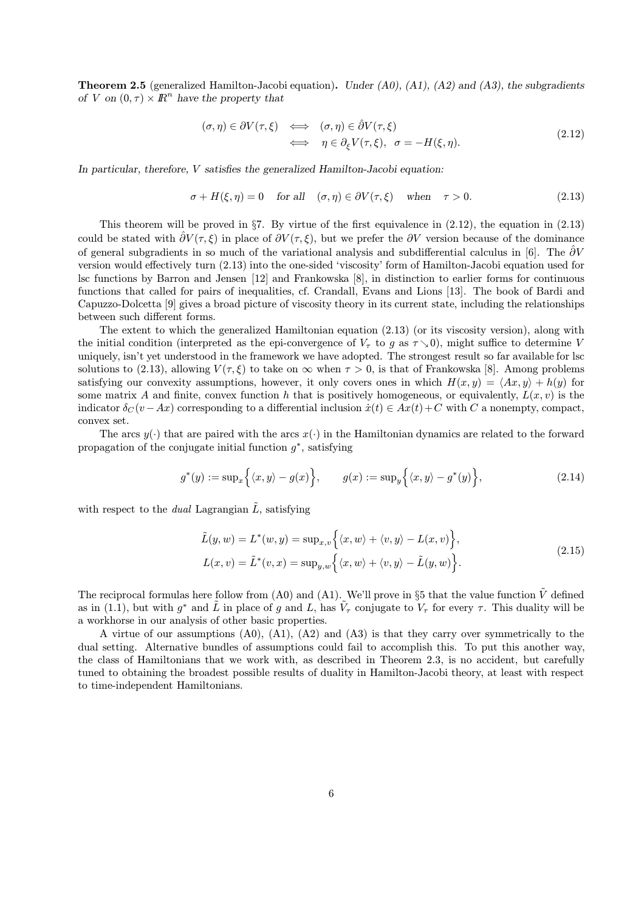**Theorem 2.5** (generalized Hamilton-Jacobi equation). *Under (A0), (A1), (A2) and (A3), the subgradients of $V$ on $(0,\tau)\times I\!R^n$ have the property that*

$$
\begin{aligned}
(\sigma,\eta)\in\partial V(\tau,\xi) &\iff (\sigma,\eta)\in\hat{\partial} V(\tau,\xi)\\
&\iff \eta\in\partial_\xi V(\tau,\xi),\ \ \sigma=-H(\xi,\eta).
\end{aligned}
\tag{2.12}
$$

*In particular, therefore, $V$ satisfies the generalized Hamilton-Jacobi equation:*

$$
\sigma+H(\xi,\eta)=0 \quad \text{for all} \quad (\sigma,\eta)\in\partial V(\tau,\xi) \quad \text{when} \quad \tau>0. \tag{2.13}
$$

This theorem will be proved in §7. By virtue of the first equivalence in (2.12), the equation in (2.13) could be stated with $\hat{\partial} V(\tau,\xi)$ in place of $\partial V(\tau,\xi)$, but we prefer the $\partial V$ version because of the dominance of general subgradients in so much of the variational analysis and subdifferential calculus in [6]. The $\hat{\partial} V$ version would effectively turn (2.13) into the one-sided 'viscosity' form of Hamilton-Jacobi equation used for lsc functions by Barron and Jensen [12] and Frankowska [8], in distinction to earlier forms for continuous functions that called for pairs of inequalities, cf. Crandall, Evans and Lions [13]. The book of Bardi and Capuzzo-Dolcetta [9] gives a broad picture of viscosity theory in its current state, including the relationships between such different forms.

The extent to which the generalized Hamiltonian equation (2.13) (or its viscosity version), along with the initial condition (interpreted as the epi-convergence of $V_\tau$ to $g$ as $\tau\searrow 0$), might suffice to determine $V$ uniquely, isn't yet understood in the framework we have adopted. The strongest result so far available for lsc solutions to (2.13), allowing $V(\tau,\xi)$ to take on $\infty$ when $\tau>0$, is that of Frankowska [8]. Among problems satisfying our convexity assumptions, however, it only covers ones in which $H(x,y)=\langle Ax,y\rangle+h(y)$ for some matrix $A$ and finite, convex function $h$ that is positively homogeneous, or equivalently, $L(x,v)$ is the indicator $\delta_C(v-Ax)$ corresponding to a differential inclusion $\dot{x}(t)\in Ax(t)+C$ with $C$ a nonempty, compact, convex set.

The arcs $y(\cdot)$ that are paired with the arcs $x(\cdot)$ in the Hamiltonian dynamics are related to the forward propagation of the conjugate initial function $g^*$, satisfying

$$
g^*(y):=\sup_x\Big\{\langle x,y\rangle-g(x)\Big\},\qquad g(x):=\sup_y\Big\{\langle x,y\rangle-g^*(y)\Big\}, \tag{2.14}
$$

with respect to the *dual* Lagrangian $\tilde{L}$, satisfying

$$
\begin{aligned}
\tilde{L}(y,w)=L^*(w,y)&=\sup_{x,v}\Big\{\langle x,w\rangle+\langle v,y\rangle-L(x,v)\Big\},\\
L(x,v)=\tilde{L}^*(v,x)&=\sup_{y,w}\Big\{\langle x,w\rangle+\langle v,y\rangle-\tilde{L}(y,w)\Big\}.
\end{aligned}
\tag{2.15}
$$

The reciprocal formulas here follow from (A0) and (A1). We'll prove in §5 that the value function $\tilde{V}$ defined as in (1.1), but with $g^*$ and $\tilde{L}$ in place of $g$ and $L$, has $\tilde{V}_\tau$ conjugate to $V_\tau$ for every $\tau$. This duality will be a workhorse in our analysis of other basic properties.

A virtue of our assumptions (A0), (A1), (A2) and (A3) is that they carry over symmetrically to the dual setting. Alternative bundles of assumptions could fail to accomplish this. To put this another way, the class of Hamiltonians that we work with, as described in Theorem 2.3, is no accident, but carefully tuned to obtaining the broadest possible results of duality in Hamilton-Jacobi theory, at least with respect to time-independent Hamiltonians.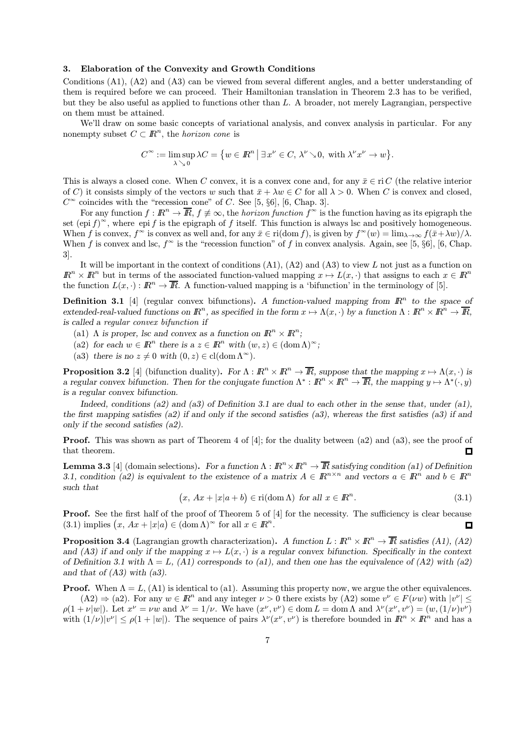## 3. Elaboration of the Convexity and Growth Conditions

Conditions (A1), (A2) and (A3) can be viewed from several different angles, and a better understanding of them is required before we can proceed. Their Hamiltonian translation in Theorem 2.3 has to be verified, but they be also useful as applied to functions other than $L$. A broader, not merely Lagrangian, perspective on them must be attained.

We'll draw on some basic concepts of variational analysis, and convex analysis in particular. For any nonempty subset $C \subset I\!R^n$, the *horizon cone* is

$$C^\infty := \limsup_{\lambda \searrow 0} \lambda C = \{ w \in I\!R^n \mid \exists x^\nu \in C,\ \lambda^\nu \searrow 0, \text{ with } \lambda^\nu x^\nu \to w \}.$$

This is always a closed cone. When $C$ convex, it is a convex cone and, for any $\bar{x} \in \operatorname{ri} C$ (the relative interior of $C$) it consists simply of the vectors $w$ such that $\bar{x} + \lambda w \in C$ for all $\lambda > 0$. When $C$ is convex and closed, $C^\infty$ coincides with the "recession cone" of $C$. See [5, §6], [6, Chap. 3].

For any function $f : I\!R^n \to \overline{I\!R}$, $f \not\equiv \infty$, the *horizon function* $f^\infty$ is the function having as its epigraph the set $(\operatorname{epi} f)^\infty$, where $\operatorname{epi} f$ is the epigraph of $f$ itself. This function is always lsc and positively homogeneous. When $f$ is convex, $f^\infty$ is convex as well and, for any $\bar{x} \in \operatorname{ri}(\operatorname{dom} f)$, is given by $f^\infty(w) = \lim_{\lambda \to \infty} f(\bar{x} + \lambda w)/\lambda$. When $f$ is convex and lsc, $f^\infty$ is the "recession function" of $f$ in convex analysis. Again, see [5, §6], [6, Chap. 3].

It will be important in the context of conditions (A1), (A2) and (A3) to view $L$ not just as a function on $I\!R^n \times I\!R^n$ but in terms of the associated function-valued mapping $x \mapsto L(x, \cdot)$ that assigns to each $x \in I\!R^n$ the function $L(x, \cdot) : I\!R^n \to \overline{I\!R}$. A function-valued mapping is a 'bifunction' in the terminology of [5].

**Definition 3.1** [4] (regular convex bifunctions). *A function-valued mapping from $I\!R^n$ to the space of extended-real-valued functions on $I\!R^n$, as specified in the form $x \mapsto \Lambda(x, \cdot)$ by a function $\Lambda : I\!R^n \times I\!R^n \to \overline{I\!R}$, is called a regular convex bifunction if*

(a1) *$\Lambda$ is proper, lsc and convex as a function on $I\!R^n \times I\!R^n$;*

(a2) *for each $w \in I\!R^n$ there is a $z \in I\!R^n$ with $(w, z) \in (\operatorname{dom} \Lambda)^\infty$;*

(a3) *there is no $z \neq 0$ with $(0, z) \in \operatorname{cl}(\operatorname{dom} \Lambda^\infty)$.*

**Proposition 3.2** [4] (bifunction duality). *For $\Lambda : I\!R^n \times I\!R^n \to \overline{I\!R}$, suppose that the mapping $x \mapsto \Lambda(x, \cdot)$ is a regular convex bifunction. Then for the conjugate function $\Lambda^* : I\!R^n \times I\!R^n \to \overline{I\!R}$, the mapping $y \mapsto \Lambda^*(\cdot, y)$ is a regular convex bifunction.*

*Indeed, conditions (a2) and (a3) of Definition 3.1 are dual to each other in the sense that, under (a1), the first mapping satisfies (a2) if and only if the second satisfies (a3), whereas the first satisfies (a3) if and only if the second satisfies (a2).*

**Proof.** This was shown as part of Theorem 4 of [4]; for the duality between (a2) and (a3), see the proof of that theorem. $\square$

**Lemma 3.3** [4] (domain selections). *For a function $\Lambda : I\!R^n \times I\!R^n \to \overline{I\!R}$ satisfying condition (a1) of Definition 3.1, condition (a2) is equivalent to the existence of a matrix $A \in I\!R^{n \times n}$ and vectors $a \in I\!R^n$ and $b \in I\!R^n$ such that*

$$\big(x,\ Ax + |x|a + b\big) \in \operatorname{ri}(\operatorname{dom} \Lambda) \text{ for all } x \in I\!R^n. \tag{3.1}$$

**Proof.** See the first half of the proof of Theorem 5 of [4] for the necessity. The sufficiency is clear because (3.1) implies $\big(x, Ax + |x|a\big) \in (\operatorname{dom} \Lambda)^\infty$ for all $x \in I\!R^n$. $\square$

**Proposition 3.4** (Lagrangian growth characterization). *A function $L : I\!R^n \times I\!R^n \to \overline{I\!R}$ satisfies (A1), (A2) and (A3) if and only if the mapping $x \mapsto L(x, \cdot)$ is a regular convex bifunction. Specifically in the context of Definition 3.1 with $\Lambda = L$, (A1) corresponds to (a1), and then one has the equivalence of (A2) with (a2) and that of (A3) with (a3).*

**Proof.** When $\Lambda = L$, (A1) is identical to (a1). Assuming this property now, we argue the other equivalences.

(A2) $\Rightarrow$ (a2). For any $w \in I\!R^n$ and any integer $\nu > 0$ there exists by (A2) some $v^\nu \in F(\nu w)$ with $|v^\nu| \leq \rho(1 + \nu|w|)$. Let $x^\nu = \nu w$ and $\lambda^\nu = 1/\nu$. We have $(x^\nu, v^\nu) \in \operatorname{dom} L = \operatorname{dom} \Lambda$ and $\lambda^\nu(x^\nu, v^\nu) = (w, (1/\nu)v^\nu)$ with $(1/\nu)|v^\nu| \leq \rho(1 + |w|)$. The sequence of pairs $\lambda^\nu(x^\nu, v^\nu)$ is therefore bounded in $I\!R^n \times I\!R^n$ and has a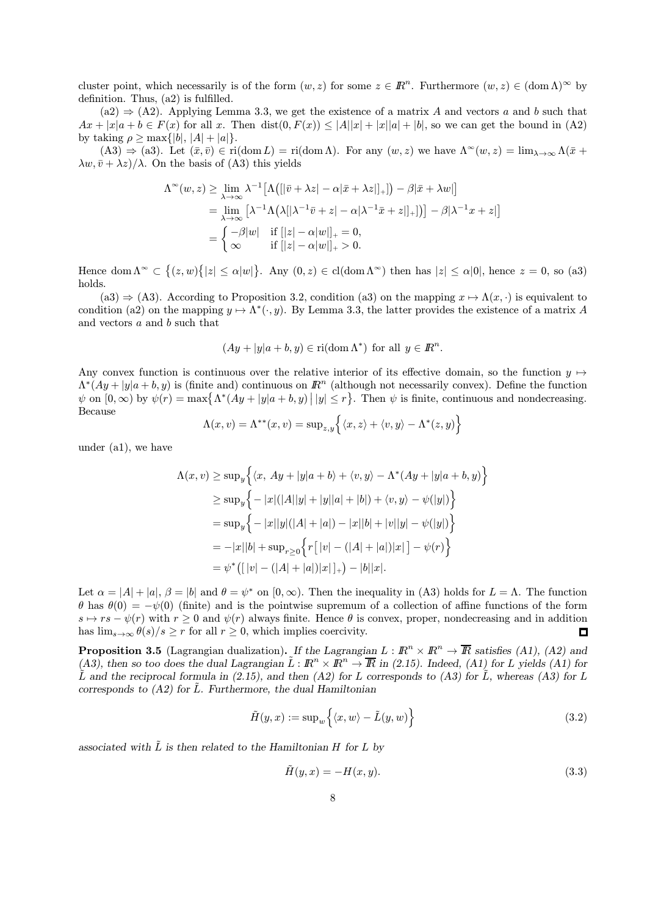cluster point, which necessarily is of the form $(w, z)$ for some $z \in \mathbb{R}^n$. Furthermore $(w, z) \in (\operatorname{dom} \Lambda)^\infty$ by definition. Thus, (a2) is fulfilled.

(a2) $\Rightarrow$ (A2). Applying Lemma 3.3, we get the existence of a matrix $A$ and vectors $a$ and $b$ such that $Ax + |x|a + b \in F(x)$ for all $x$. Then $\operatorname{dist}(0, F(x)) \leq |A||x| + |x||a| + |b|$, so we can get the bound in (A2) by taking $\rho \geq \max\{|b|, |A| + |a|\}$.

(A3) $\Rightarrow$ (a3). Let $(\bar{x}, \bar{v}) \in \operatorname{ri}(\operatorname{dom} L) = \operatorname{ri}(\operatorname{dom} \Lambda)$. For any $(w, z)$ we have $\Lambda^\infty(w, z) = \lim_{\lambda \to \infty} \Lambda(\bar{x} + \lambda w, \bar{v} + \lambda z)/\lambda$. On the basis of (A3) this yields

$$
\begin{aligned}
\Lambda^\infty(w, z) &\geq \lim_{\lambda \to \infty} \lambda^{-1}\big[\Lambda\big([|\bar{v} + \lambda z| - \alpha|\bar{x} + \lambda z|]_+\big)\big) - \beta|\bar{x} + \lambda w|\big] \\
&= \lim_{\lambda \to \infty} \big[\lambda^{-1}\Lambda\big(\lambda[|\lambda^{-1}\bar{v} + z| - \alpha|\lambda^{-1}\bar{x} + z|]_+\big)\big] - \beta|\lambda^{-1}x + z|\big] \\
&= \begin{cases} -\beta|w| & \text{if } [|z| - \alpha|w|]_+ = 0, \\ \infty & \text{if } [|z| - \alpha|w|]_+ > 0. \end{cases}
\end{aligned}
$$

Hence $\operatorname{dom} \Lambda^\infty \subset \{(z, w)\big||z| \leq \alpha|w|\}$. Any $(0, z) \in \operatorname{cl}(\operatorname{dom} \Lambda^\infty)$ then has $|z| \leq \alpha|0|$, hence $z = 0$, so (a3) holds.

(a3) $\Rightarrow$ (A3). According to Proposition 3.2, condition (a3) on the mapping $x \mapsto \Lambda(x, \cdot)$ is equivalent to condition (a2) on the mapping $y \mapsto \Lambda^*(\cdot, y)$. By Lemma 3.3, the latter provides the existence of a matrix $A$ and vectors $a$ and $b$ such that

$$
(Ay + |y|a + b, y) \in \operatorname{ri}(\operatorname{dom} \Lambda^*) \text{ for all } y \in \mathbb{R}^n.
$$

Any convex function is continuous over the relative interior of its effective domain, so the function $y \mapsto \Lambda^*(Ay + |y|a + b, y)$ is (finite and) continuous on $\mathbb{R}^n$ (although not necessarily convex). Define the function $\psi$ on $[0, \infty)$ by $\psi(r) = \max\{\Lambda^*(Ay + |y|a + b, y)\,\big|\,|y| \leq r\}$. Then $\psi$ is finite, continuous and nondecreasing. Because

$$
\Lambda(x, v) = \Lambda^{**}(x, v) = \sup_{z,y}\Big\{\langle x, z\rangle + \langle v, y\rangle - \Lambda^*(z, y)\Big\}
$$

under (a1), we have

$$
\begin{aligned}
\Lambda(x, v) &\geq \sup_y\Big\{\langle x,\, Ay + |y|a + b\rangle + \langle v, y\rangle - \Lambda^*(Ay + |y|a + b, y)\Big\} \\
&\geq \sup_y\Big\{-|x|(|A||y| + |y||a| + |b|) + \langle v, y\rangle - \psi(|y|)\Big\} \\
&= \sup_y\Big\{-|x||y|(|A| + |a|) - |x||b| + |v||y| - \psi(|y|)\Big\} \\
&= -|x||b| + \sup_{r \geq 0}\Big\{r\big[\,|v| - (|A| + |a|)|x|\,\big] - \psi(r)\Big\} \\
&= \psi^*\big([\,|v| - (|A| + |a|)|x|\,]_+\big) - |b||x|.
\end{aligned}
$$

Let $\alpha = |A| + |a|$, $\beta = |b|$ and $\theta = \psi^*$ on $[0, \infty)$. Then the inequality in (A3) holds for $L = \Lambda$. The function $\theta$ has $\theta(0) = -\psi(0)$ (finite) and is the pointwise supremum of a collection of affine functions of the form $s \mapsto rs - \psi(r)$ with $r \geq 0$ and $\psi(r)$ always finite. Hence $\theta$ is convex, proper, nondecreasing and in addition has $\lim_{s \to \infty} \theta(s)/s \geq r$ for all $r \geq 0$, which implies coercivity. ∎

**Proposition 3.5** (Lagrangian dualization). *If the Lagrangian $L : \mathbb{R}^n \times \mathbb{R}^n \to \overline{\mathbb{R}}$ satisfies (A1), (A2) and (A3), then so too does the dual Lagrangian $\tilde{L} : \mathbb{R}^n \times \mathbb{R}^n \to \overline{\mathbb{R}}$ in (2.15). Indeed, (A1) for $L$ yields (A1) for $\tilde{L}$ and the reciprocal formula in (2.15), and then (A2) for $L$ corresponds to (A3) for $\tilde{L}$, whereas (A3) for $L$ corresponds to (A2) for $\tilde{L}$. Furthermore, the dual Hamiltonian*

$$
\tilde{H}(y, x) := \sup_w\Big\{\langle x, w\rangle - \tilde{L}(y, w)\Big\} \tag{3.2}
$$

*associated with $\tilde{L}$ is then related to the Hamiltonian $H$ for $L$ by*

$$
\tilde{H}(y, x) = -H(x, y). \tag{3.3}
$$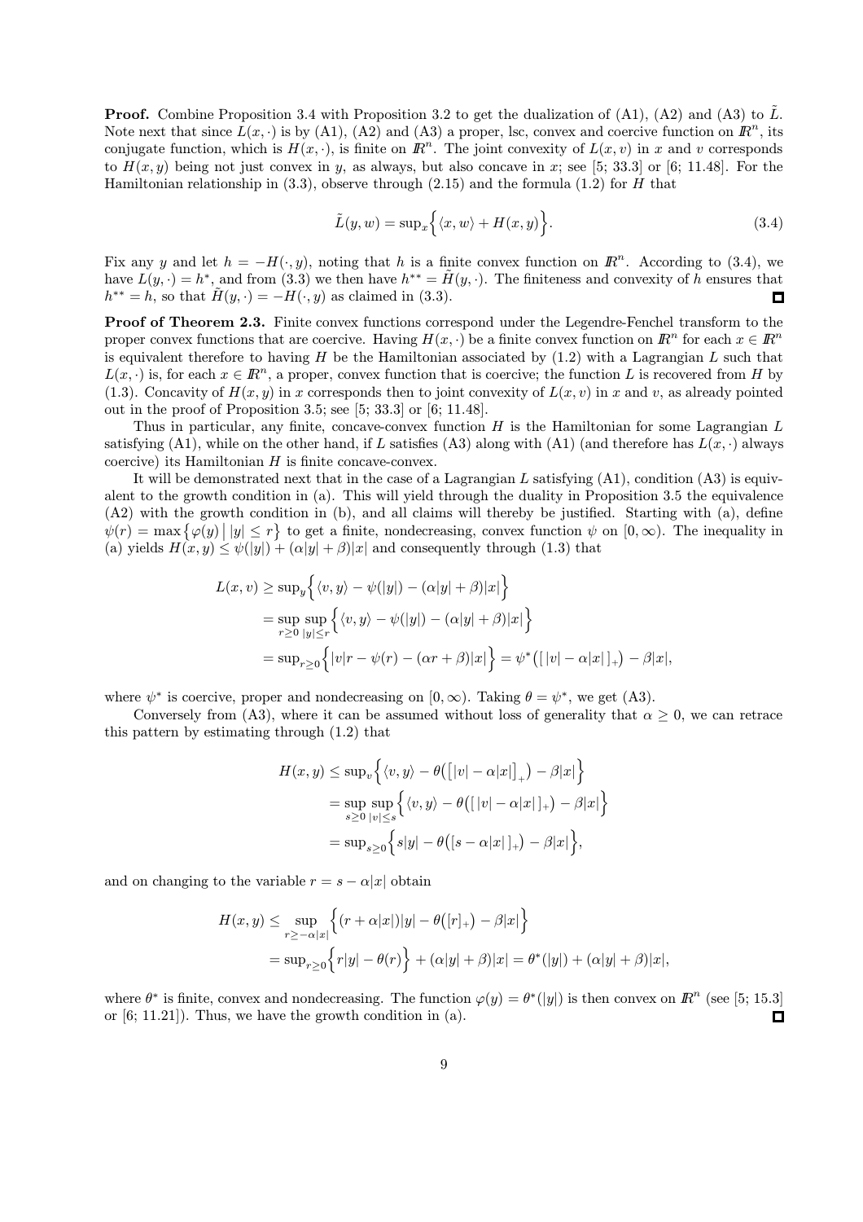**Proof.** Combine Proposition 3.4 with Proposition 3.2 to get the dualization of (A1), (A2) and (A3) to $\tilde{L}$. Note next that since $L(x,\cdot)$ is by (A1), (A2) and (A3) a proper, lsc, convex and coercive function on $\mathbb{R}^n$, its conjugate function, which is $H(x,\cdot)$, is finite on $\mathbb{R}^n$. The joint convexity of $L(x,v)$ in $x$ and $v$ corresponds to $H(x,y)$ being not just convex in $y$, as always, but also concave in $x$; see [5; 33.3] or [6; 11.48]. For the Hamiltonian relationship in (3.3), observe through (2.15) and the formula (1.2) for $H$ that

$$\tilde{L}(y,w) = \sup_x \Big\{ \langle x, w\rangle + H(x,y) \Big\}. \tag{3.4}$$

Fix any $y$ and let $h = -H(\cdot,y)$, noting that $h$ is a finite convex function on $\mathbb{R}^n$. According to (3.4), we have $\tilde{L}(y,\cdot) = h^*$, and from (3.3) we then have $h^{**} = \tilde{H}(y,\cdot)$. The finiteness and convexity of $h$ ensures that $h^{**} = h$, so that $\tilde{H}(y,\cdot) = -H(\cdot,y)$ as claimed in (3.3). □

**Proof of Theorem 2.3.** Finite convex functions correspond under the Legendre-Fenchel transform to the proper convex functions that are coercive. Having $H(x,\cdot)$ be a finite convex function on $\mathbb{R}^n$ for each $x \in \mathbb{R}^n$ is equivalent therefore to having $H$ be the Hamiltonian associated by (1.2) with a Lagrangian $L$ such that $L(x,\cdot)$ is, for each $x \in \mathbb{R}^n$, a proper, convex function that is coercive; the function $L$ is recovered from $H$ by (1.3). Concavity of $H(x,y)$ in $x$ corresponds then to joint convexity of $L(x,v)$ in $x$ and $v$, as already pointed out in the proof of Proposition 3.5; see [5; 33.3] or [6; 11.48].

Thus in particular, any finite, concave-convex function $H$ is the Hamiltonian for some Lagrangian $L$ satisfying (A1), while on the other hand, if $L$ satisfies (A3) along with (A1) (and therefore has $L(x,\cdot)$ always coercive) its Hamiltonian $H$ is finite concave-convex.

It will be demonstrated next that in the case of a Lagrangian $L$ satisfying (A1), condition (A3) is equivalent to the growth condition in (a). This will yield through the duality in Proposition 3.5 the equivalence (A2) with the growth condition in (b), and all claims will thereby be justified. Starting with (a), define $\psi(r) = \max\big\{\varphi(y) \,\big|\, |y| \le r\big\}$ to get a finite, nondecreasing, convex function $\psi$ on $[0,\infty)$. The inequality in (a) yields $H(x,y) \le \psi(|y|) + (\alpha|y| + \beta)|x|$ and consequently through (1.3) that

$$\begin{aligned}
L(x,v) &\ge \sup_y \Big\{ \langle v, y\rangle - \psi(|y|) - (\alpha|y| + \beta)|x| \Big\} \\
&= \sup_{r\ge 0} \sup_{|y|\le r} \Big\{ \langle v, y\rangle - \psi(|y|) - (\alpha|y| + \beta)|x| \Big\} \\
&= \sup_{r\ge 0} \Big\{ |v|r - \psi(r) - (\alpha r + \beta)|x| \Big\} = \psi^*\big(\big[\,|v| - \alpha|x|\,\big]_+\big) - \beta|x|,
\end{aligned}$$

where $\psi^*$ is coercive, proper and nondecreasing on $[0,\infty)$. Taking $\theta = \psi^*$, we get (A3).

Conversely from (A3), where it can be assumed without loss of generality that $\alpha \ge 0$, we can retrace this pattern by estimating through (1.2) that

$$\begin{aligned}
H(x,y) &\le \sup_v \Big\{ \langle v, y\rangle - \theta\big(\big[|v| - \alpha|x|\big]_+\big) - \beta|x| \Big\} \\
&= \sup_{s\ge 0} \sup_{|v|\le s} \Big\{ \langle v, y\rangle - \theta\big(\big[\,|v| - \alpha|x|\,\big]_+\big) - \beta|x| \Big\} \\
&= \sup_{s\ge 0} \Big\{ s|y| - \theta\big(\big[s - \alpha|x|\,\big]_+\big) - \beta|x| \Big\},
\end{aligned}$$

and on changing to the variable $r = s - \alpha|x|$ obtain

$$\begin{aligned}
H(x,y) &\le \sup_{r\ge -\alpha|x|} \Big\{ (r + \alpha|x|)|y| - \theta\big([r]_+\big) - \beta|x| \Big\} \\
&= \sup_{r\ge 0} \Big\{ r|y| - \theta(r) \Big\} + (\alpha|y| + \beta)|x| = \theta^*(|y|) + (\alpha|y| + \beta)|x|,
\end{aligned}$$

where $\theta^*$ is finite, convex and nondecreasing. The function $\varphi(y) = \theta^*(|y|)$ is then convex on $\mathbb{R}^n$ (see [5; 15.3] or [6; 11.21]). Thus, we have the growth condition in (a). □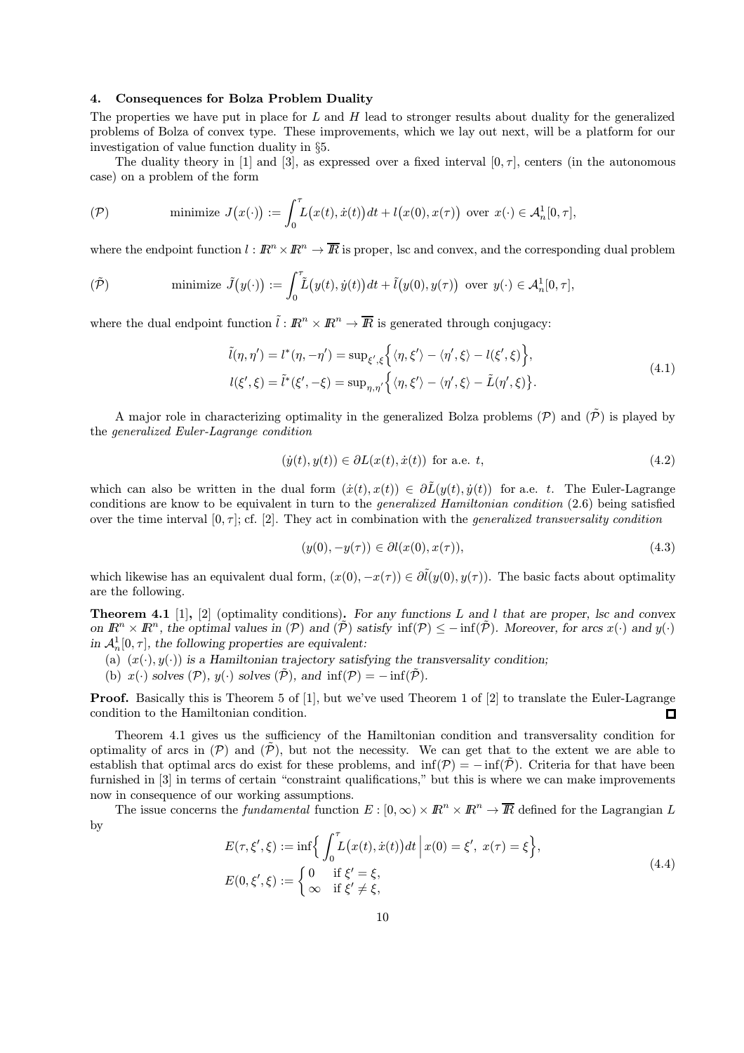## 4. Consequences for Bolza Problem Duality

The properties we have put in place for $L$ and $H$ lead to stronger results about duality for the generalized problems of Bolza of convex type. These improvements, which we lay out next, will be a platform for our investigation of value function duality in §5.

The duality theory in [1] and [3], as expressed over a fixed interval $[0,\tau]$, centers (in the autonomous case) on a problem of the form

$$(\mathcal{P})\qquad \text{minimize } J\big(x(\cdot)\big) := \int_0^\tau L\big(x(t),\dot{x}(t)\big)\,dt + l\big(x(0),x(\tau)\big) \text{ over } x(\cdot)\in\mathcal{A}_n^1[0,\tau],$$

where the endpoint function $l : I\!R^n \times I\!R^n \to \overline{I\!R}$ is proper, lsc and convex, and the corresponding dual problem

$$(\tilde{\mathcal{P}})\qquad \text{minimize } \tilde{J}\big(y(\cdot)\big) := \int_0^\tau \tilde{L}\big(y(t),\dot{y}(t)\big)\,dt + \tilde{l}\big(y(0),y(\tau)\big) \text{ over } y(\cdot)\in\mathcal{A}_n^1[0,\tau],$$

where the dual endpoint function $\tilde{l} : I\!R^n \times I\!R^n \to \overline{I\!R}$ is generated through conjugacy:

$$\begin{aligned}
\tilde{l}(\eta,\eta') &= l^*(\eta,-\eta') = \sup_{\xi',\xi}\Big\{\langle \eta,\xi'\rangle - \langle \eta',\xi\rangle - l(\xi',\xi)\Big\},\\
l(\xi',\xi) &= \tilde{l}^*(\xi',-\xi) = \sup_{\eta,\eta'}\Big\{\langle \eta,\xi'\rangle - \langle \eta',\xi\rangle - \tilde{L}(\eta',\xi)\Big\}.
\end{aligned}\tag{4.1}$$

A major role in characterizing optimality in the generalized Bolza problems $(\mathcal{P})$ and $(\tilde{\mathcal{P}})$ is played by the *generalized Euler-Lagrange condition*

$$(\dot{y}(t),y(t)) \in \partial L(x(t),\dot{x}(t)) \text{ for a.e. } t, \tag{4.2}$$

which can also be written in the dual form $(\dot{x}(t),x(t)) \in \partial\tilde{L}(y(t),\dot{y}(t))$ for a.e. $t$. The Euler-Lagrange conditions are know to be equivalent in turn to the *generalized Hamiltonian condition* (2.6) being satisfied over the time interval $[0,\tau]$; cf. [2]. They act in combination with the *generalized transversality condition*

$$(y(0),-y(\tau)) \in \partial l(x(0),x(\tau)), \tag{4.3}$$

which likewise has an equivalent dual form, $(x(0),-x(\tau)) \in \partial\tilde{l}(y(0),y(\tau))$. The basic facts about optimality are the following.

**Theorem 4.1** [1], [2] (optimality conditions). *For any functions $L$ and $l$ that are proper, lsc and convex on $I\!R^n \times I\!R^n$, the optimal values in $(\mathcal{P})$ and $(\tilde{\mathcal{P}})$ satisfy $\inf(\mathcal{P}) \le -\inf(\tilde{\mathcal{P}})$. Moreover, for arcs $x(\cdot)$ and $y(\cdot)$ in $\mathcal{A}_n^1[0,\tau]$, the following properties are equivalent:*

(a) *$(x(\cdot),y(\cdot))$ is a Hamiltonian trajectory satisfying the transversality condition;*

(b) *$x(\cdot)$ solves $(\mathcal{P})$, $y(\cdot)$ solves $(\tilde{\mathcal{P}})$, and $\inf(\mathcal{P}) = -\inf(\tilde{\mathcal{P}})$.*

**Proof.** Basically this is Theorem 5 of [1], but we've used Theorem 1 of [2] to translate the Euler-Lagrange condition to the Hamiltonian condition. ∎

Theorem 4.1 gives us the sufficiency of the Hamiltonian condition and transversality condition for optimality of arcs in $(\mathcal{P})$ and $(\tilde{\mathcal{P}})$, but not the necessity. We can get that to the extent we are able to establish that optimal arcs do exist for these problems, and $\inf(\mathcal{P}) = -\inf(\tilde{\mathcal{P}})$. Criteria for that have been furnished in [3] in terms of certain "constraint qualifications," but this is where we can make improvements now in consequence of our working assumptions.

The issue concerns the *fundamental* function $E : [0,\infty) \times I\!R^n \times I\!R^n \to \overline{I\!R}$ defined for the Lagrangian $L$ by

$$\begin{aligned}
E(\tau,\xi',\xi) &:= \inf\Big\{\int_0^\tau L\big(x(t),\dot{x}(t)\big)dt \,\Big|\, x(0)=\xi',\ x(\tau)=\xi\Big\},\\
E(0,\xi',\xi) &:= \begin{cases} 0 & \text{if } \xi'=\xi,\\ \infty & \text{if } \xi'\neq\xi,\end{cases}
\end{aligned}\tag{4.4}$$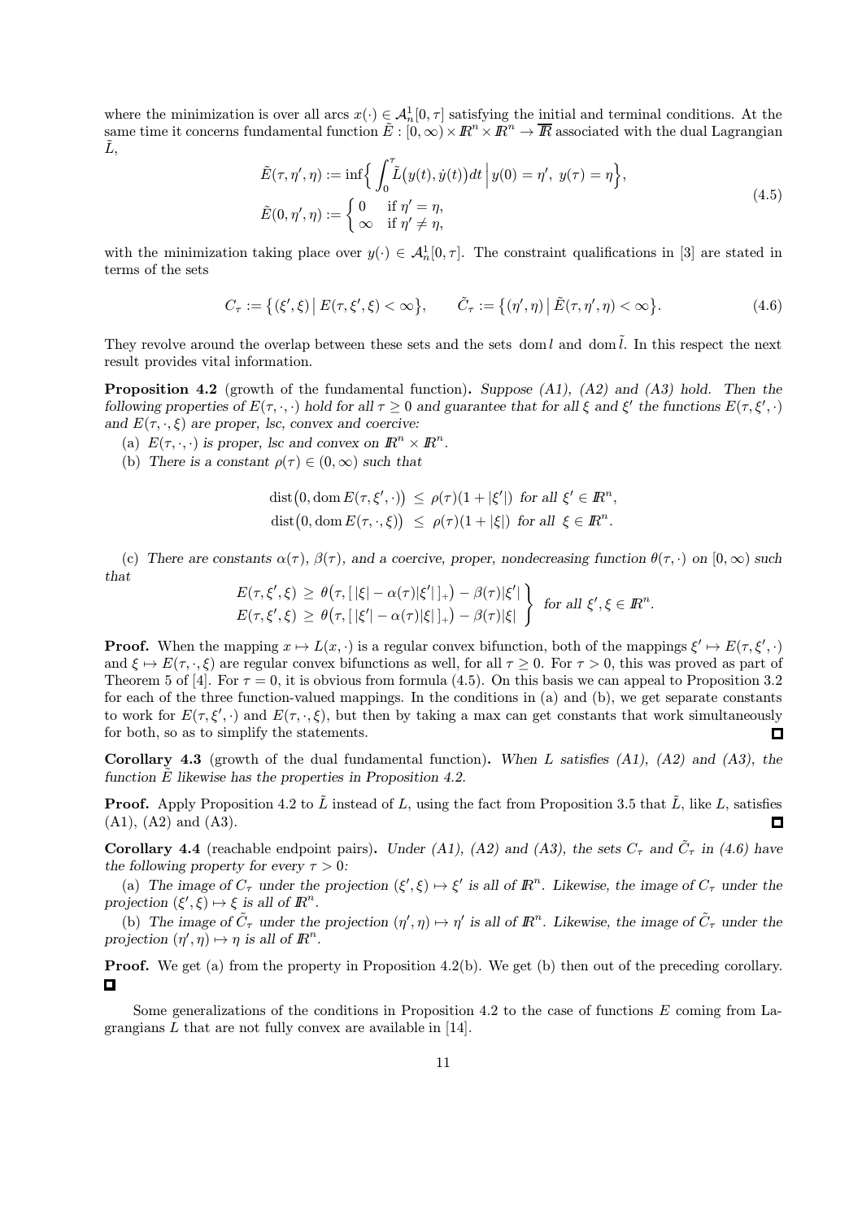where the minimization is over all arcs $x(\cdot) \in \mathcal{A}^1_n[0,\tau]$ satisfying the initial and terminal conditions. At the same time it concerns fundamental function $\tilde{E} : [0,\infty) \times I\!R^n \times I\!R^n \to \overline{I\!R}$ associated with the dual Lagrangian $\tilde{L}$,

$$
\begin{aligned}
\tilde{E}(\tau,\eta',\eta) &:= \inf\Big\{ \int_0^\tau \tilde{L}\big(y(t),\dot{y}(t)\big)dt \,\Big|\, y(0)=\eta',\ y(\tau)=\eta \Big\}, \\
\tilde{E}(0,\eta',\eta) &:= \begin{cases} 0 & \text{if } \eta'=\eta, \\ \infty & \text{if } \eta' \neq \eta, \end{cases}
\end{aligned}
\tag{4.5}
$$

with the minimization taking place over $y(\cdot) \in \mathcal{A}^1_n[0,\tau]$. The constraint qualifications in [3] are stated in terms of the sets

$$
C_\tau := \big\{ (\xi',\xi) \,\big|\, E(\tau,\xi',\xi) < \infty \big\}, \qquad \tilde{C}_\tau := \big\{ (\eta',\eta) \,\big|\, \tilde{E}(\tau,\eta',\eta) < \infty \big\}. \tag{4.6}
$$

They revolve around the overlap between these sets and the sets $\operatorname{dom} l$ and $\operatorname{dom} \tilde{l}$. In this respect the next result provides vital information.

**Proposition 4.2** (growth of the fundamental function). *Suppose (A1), (A2) and (A3) hold. Then the following properties of $E(\tau,\cdot,\cdot)$ hold for all $\tau \geq 0$ and guarantee that for all $\xi$ and $\xi'$ the functions $E(\tau,\xi',\cdot)$ and $E(\tau,\cdot,\xi)$ are proper, lsc, convex and coercive:*

(a) *$E(\tau,\cdot,\cdot)$ is proper, lsc and convex on $I\!R^n \times I\!R^n$.*

(b) *There is a constant $\rho(\tau) \in (0,\infty)$ such that*

$$
\begin{aligned}
\operatorname{dist}\big(0, \operatorname{dom} E(\tau,\xi',\cdot)\big) &\leq \rho(\tau)(1+|\xi'|) \ \text{ for all } \xi' \in I\!R^n, \\
\operatorname{dist}\big(0, \operatorname{dom} E(\tau,\cdot,\xi)\big) &\leq \rho(\tau)(1+|\xi|) \ \text{ for all } \xi \in I\!R^n.
\end{aligned}
$$

(c) *There are constants $\alpha(\tau)$, $\beta(\tau)$, and a coercive, proper, nondecreasing function $\theta(\tau,\cdot)$ on $[0,\infty)$ such that*

$$
\left.
\begin{aligned}
E(\tau,\xi',\xi) &\geq \theta\big(\tau, [\,|\xi| - \alpha(\tau)|\xi'|\,]_+\big) - \beta(\tau)|\xi'| \\
E(\tau,\xi',\xi) &\geq \theta\big(\tau, [\,|\xi'| - \alpha(\tau)|\xi|\,]_+\big) - \beta(\tau)|\xi|
\end{aligned}
\right\} \ \text{ for all } \xi',\xi \in I\!R^n.
$$

**Proof.** When the mapping $x \mapsto L(x,\cdot)$ is a regular convex bifunction, both of the mappings $\xi' \mapsto E(\tau,\xi',\cdot)$ and $\xi \mapsto E(\tau,\cdot,\xi)$ are regular convex bifunctions as well, for all $\tau \geq 0$. For $\tau > 0$, this was proved as part of Theorem 5 of [4]. For $\tau = 0$, it is obvious from formula (4.5). On this basis we can appeal to Proposition 3.2 for each of the three function-valued mappings. In the conditions in (a) and (b), we get separate constants to work for $E(\tau,\xi',\cdot)$ and $E(\tau,\cdot,\xi)$, but then by taking a max can get constants that work simultaneously for both, so as to simplify the statements. ◻

**Corollary 4.3** (growth of the dual fundamental function). *When $L$ satisfies (A1), (A2) and (A3), the function $\tilde{E}$ likewise has the properties in Proposition 4.2.*

**Proof.** Apply Proposition 4.2 to $\tilde{L}$ instead of $L$, using the fact from Proposition 3.5 that $\tilde{L}$, like $L$, satisfies (A1), (A2) and (A3). ◻

**Corollary 4.4** (reachable endpoint pairs). *Under (A1), (A2) and (A3), the sets $C_\tau$ and $\tilde{C}_\tau$ in (4.6) have the following property for every $\tau > 0$:*

(a) *The image of $C_\tau$ under the projection $(\xi',\xi) \mapsto \xi'$ is all of $I\!R^n$. Likewise, the image of $C_\tau$ under the projection $(\xi',\xi) \mapsto \xi$ is all of $I\!R^n$.*

(b) *The image of $\tilde{C}_\tau$ under the projection $(\eta',\eta) \mapsto \eta'$ is all of $I\!R^n$. Likewise, the image of $\tilde{C}_\tau$ under the projection $(\eta',\eta) \mapsto \eta$ is all of $I\!R^n$.*

**Proof.** We get (a) from the property in Proposition 4.2(b). We get (b) then out of the preceding corollary. ◻

Some generalizations of the conditions in Proposition 4.2 to the case of functions $E$ coming from Lagrangians $L$ that are not fully convex are available in [14].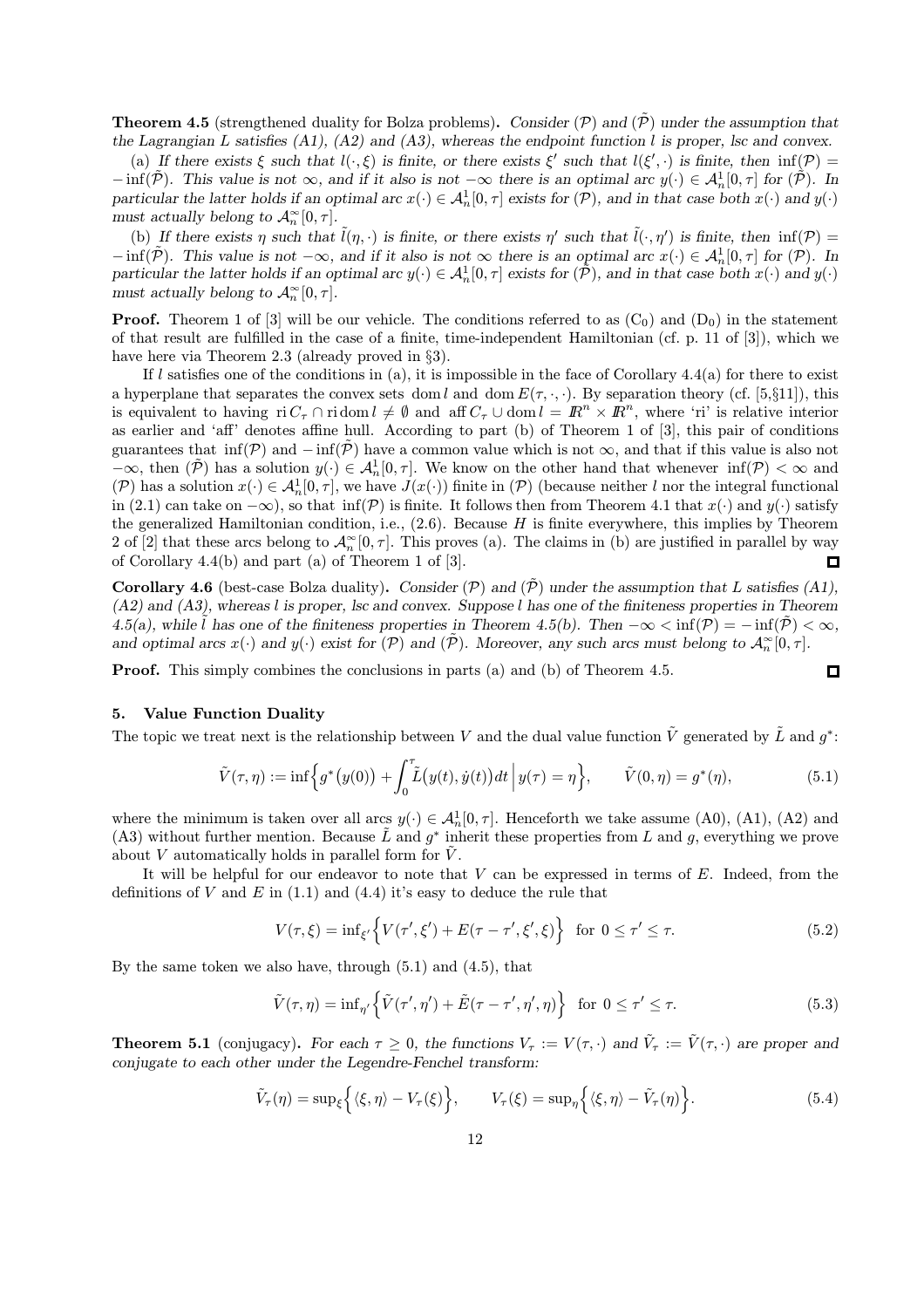**Theorem 4.5** (strengthened duality for Bolza problems). *Consider $(\mathcal{P})$ and $(\tilde{\mathcal{P}})$ under the assumption that the Lagrangian $L$ satisfies (A1), (A2) and (A3), whereas the endpoint function $l$ is proper, lsc and convex.*

(a) *If there exists $\xi$ such that $l(\cdot,\xi)$ is finite, or there exists $\xi'$ such that $l(\xi',\cdot)$ is finite, then $\inf(\mathcal{P}) = -\inf(\tilde{\mathcal{P}})$. This value is not $\infty$, and if it also is not $-\infty$ there is an optimal arc $y(\cdot) \in \mathcal{A}^1_n[0,\tau]$ for $(\tilde{\mathcal{P}})$. In particular the latter holds if an optimal arc $x(\cdot) \in \mathcal{A}^1_n[0,\tau]$ exists for $(\mathcal{P})$, and in that case both $x(\cdot)$ and $y(\cdot)$ must actually belong to $\mathcal{A}^\infty_n[0,\tau]$.*

(b) *If there exists $\eta$ such that $\tilde{l}(\eta,\cdot)$ is finite, or there exists $\eta'$ such that $\tilde{l}(\cdot,\eta')$ is finite, then $\inf(\mathcal{P}) = -\inf(\tilde{\mathcal{P}})$. This value is not $-\infty$, and if it also is not $\infty$ there is an optimal arc $x(\cdot) \in \mathcal{A}^1_n[0,\tau]$ for $(\mathcal{P})$. In particular the latter holds if an optimal arc $y(\cdot) \in \mathcal{A}^1_n[0,\tau]$ exists for $(\tilde{\mathcal{P}})$, and in that case both $x(\cdot)$ and $y(\cdot)$ must actually belong to $\mathcal{A}^\infty_n[0,\tau]$.*

**Proof.** Theorem 1 of [3] will be our vehicle. The conditions referred to as $(C_0)$ and $(D_0)$ in the statement of that result are fulfilled in the case of a finite, time-independent Hamiltonian (cf. p. 11 of [3]), which we have here via Theorem 2.3 (already proved in §3).

If $l$ satisfies one of the conditions in (a), it is impossible in the face of Corollary 4.4(a) for there to exist a hyperplane that separates the convex sets $\operatorname{dom} l$ and $\operatorname{dom} E(\tau,\cdot,\cdot)$. By separation theory (cf. [5,§11]), this is equivalent to having $\operatorname{ri} C_\tau \cap \operatorname{ri} \operatorname{dom} l \neq \emptyset$ and $\operatorname{aff} C_\tau \cup \operatorname{dom} l = \mathbb{R}^n \times \mathbb{R}^n$, where 'ri' is relative interior as earlier and 'aff' denotes affine hull. According to part (b) of Theorem 1 of [3], this pair of conditions guarantees that $\inf(\mathcal{P})$ and $-\inf(\tilde{\mathcal{P}})$ have a common value which is not $\infty$, and that if this value is also not $-\infty$, then $(\tilde{\mathcal{P}})$ has a solution $y(\cdot) \in \mathcal{A}^1_n[0,\tau]$. We know on the other hand that whenever $\inf(\mathcal{P}) < \infty$ and $(\mathcal{P})$ has a solution $x(\cdot) \in \mathcal{A}^1_n[0,\tau]$, we have $J(x(\cdot))$ finite in $(\mathcal{P})$ (because neither $l$ nor the integral functional in (2.1) can take on $-\infty$), so that $\inf(\mathcal{P})$ is finite. It follows then from Theorem 4.1 that $x(\cdot)$ and $y(\cdot)$ satisfy the generalized Hamiltonian condition, i.e., (2.6). Because $H$ is finite everywhere, this implies by Theorem 2 of [2] that these arcs belong to $\mathcal{A}^\infty_n[0,\tau]$. This proves (a). The claims in (b) are justified in parallel by way of Corollary 4.4(b) and part (a) of Theorem 1 of [3]. □

**Corollary 4.6** (best-case Bolza duality). *Consider $(\mathcal{P})$ and $(\tilde{\mathcal{P}})$ under the assumption that $L$ satisfies (A1), (A2) and (A3), whereas $l$ is proper, lsc and convex. Suppose $l$ has one of the finiteness properties in Theorem 4.5(a), while $\tilde{l}$ has one of the finiteness properties in Theorem 4.5(b). Then $-\infty < \inf(\mathcal{P}) = -\inf(\tilde{\mathcal{P}}) < \infty$, and optimal arcs $x(\cdot)$ and $y(\cdot)$ exist for $(\mathcal{P})$ and $(\tilde{\mathcal{P}})$. Moreover, any such arcs must belong to $\mathcal{A}^\infty_n[0,\tau]$.*

**Proof.** This simply combines the conclusions in parts (a) and (b) of Theorem 4.5. □

## 5. Value Function Duality

The topic we treat next is the relationship between $V$ and the dual value function $\tilde{V}$ generated by $\tilde{L}$ and $g^*$:

$$\tilde{V}(\tau,\eta) := \inf\Big\{ g^*\big(y(0)\big) + \int_0^\tau \tilde{L}\big(y(t),\dot{y}(t)\big)dt \,\Big|\, y(\tau) = \eta \Big\}, \qquad \tilde{V}(0,\eta) = g^*(\eta), \tag{5.1}$$

where the minimum is taken over all arcs $y(\cdot) \in \mathcal{A}^1_n[0,\tau]$. Henceforth we take assume (A0), (A1), (A2) and (A3) without further mention. Because $\tilde{L}$ and $g^*$ inherit these properties from $L$ and $g$, everything we prove about $V$ automatically holds in parallel form for $\tilde{V}$.

It will be helpful for our endeavor to note that $V$ can be expressed in terms of $E$. Indeed, from the definitions of $V$ and $E$ in (1.1) and (4.4) it's easy to deduce the rule that

$$V(\tau,\xi) = \inf_{\xi'} \Big\{ V(\tau',\xi') + E(\tau - \tau', \xi', \xi) \Big\} \ \text{ for } 0 \le \tau' \le \tau. \tag{5.2}$$

By the same token we also have, through (5.1) and (4.5), that

$$\tilde{V}(\tau,\eta) = \inf_{\eta'} \Big\{ \tilde{V}(\tau',\eta') + \tilde{E}(\tau - \tau', \eta', \eta) \Big\} \ \text{ for } 0 \le \tau' \le \tau. \tag{5.3}$$

**Theorem 5.1** (conjugacy). *For each $\tau \ge 0$, the functions $V_\tau := V(\tau,\cdot)$ and $\tilde{V}_\tau := \tilde{V}(\tau,\cdot)$ are proper and conjugate to each other under the Legendre-Fenchel transform:*

$$\tilde{V}_\tau(\eta) = \sup_\xi \Big\{ \langle \xi,\eta \rangle - V_\tau(\xi) \Big\}, \qquad V_\tau(\xi) = \sup_\eta \Big\{ \langle \xi,\eta \rangle - \tilde{V}_\tau(\eta) \Big\}. \tag{5.4}$$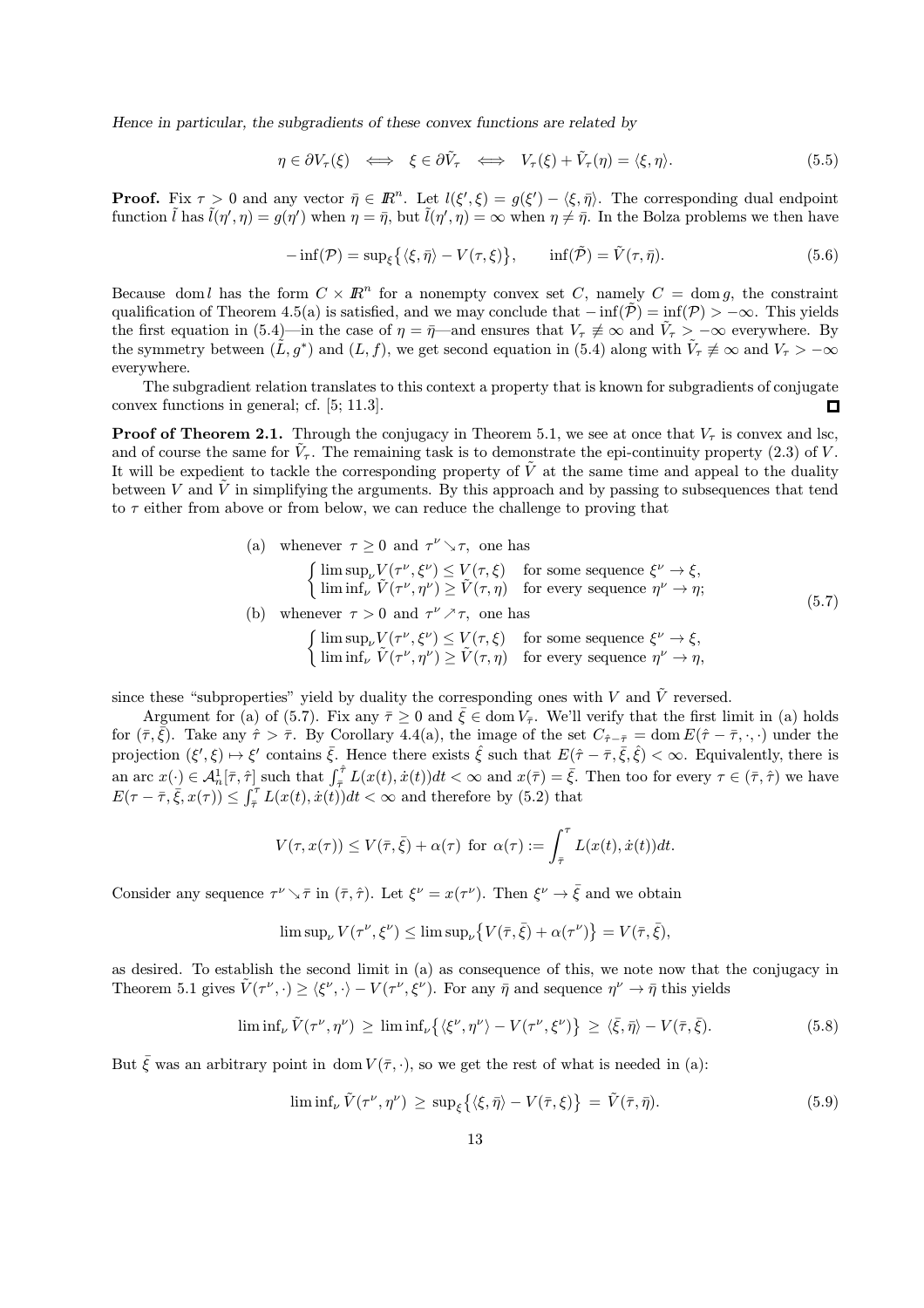*Hence in particular, the subgradients of these convex functions are related by*

$$\eta \in \partial V_\tau(\xi) \iff \xi \in \partial \tilde{V}_\tau \iff V_\tau(\xi) + \tilde{V}_\tau(\eta) = \langle \xi, \eta \rangle. \tag{5.5}$$

**Proof.** Fix $\tau > 0$ and any vector $\bar{\eta} \in I\!R^n$. Let $l(\xi', \xi) = g(\xi') - \langle \xi, \bar{\eta} \rangle$. The corresponding dual endpoint function $\tilde{l}$ has $\tilde{l}(\eta', \eta) = g(\eta')$ when $\eta = \bar{\eta}$, but $\tilde{l}(\eta', \eta) = \infty$ when $\eta \neq \bar{\eta}$. In the Bolza problems we then have

$$-\inf(\mathcal{P}) = \sup_\xi \{ \langle \xi, \bar{\eta} \rangle - V(\tau, \xi) \}, \qquad \inf(\tilde{\mathcal{P}}) = \tilde{V}(\tau, \bar{\eta}). \tag{5.6}$$

Because $\operatorname{dom} l$ has the form $C \times I\!R^n$ for a nonempty convex set $C$, namely $C = \operatorname{dom} g$, the constraint qualification of Theorem 4.5(a) is satisfied, and we may conclude that $-\inf(\tilde{\mathcal{P}}) = \inf(\mathcal{P}) > -\infty$. This yields the first equation in (5.4)—in the case of $\eta = \bar{\eta}$—and ensures that $V_\tau \not\equiv \infty$ and $\tilde{V}_\tau > -\infty$ everywhere. By the symmetry between $(\tilde{L}, g^*)$ and $(L, f)$, we get second equation in (5.4) along with $\tilde{V}_\tau \not\equiv \infty$ and $V_\tau > -\infty$ everywhere.

The subgradient relation translates to this context a property that is known for subgradients of conjugate convex functions in general; cf. [5; 11.3]. ∎

**Proof of Theorem 2.1.** Through the conjugacy in Theorem 5.1, we see at once that $V_\tau$ is convex and lsc, and of course the same for $\tilde{V}_\tau$. The remaining task is to demonstrate the epi-continuity property (2.3) of $V$. It will be expedient to tackle the corresponding property of $\tilde{V}$ at the same time and appeal to the duality between $V$ and $\tilde{V}$ in simplifying the arguments. By this approach and by passing to subsequences that tend to $\tau$ either from above or from below, we can reduce the challenge to proving that

$$\begin{aligned}
&\text{(a)} \quad \text{whenever } \tau \geq 0 \text{ and } \tau^\nu \searrow \tau, \text{ one has} \\
&\qquad \begin{cases} \limsup_\nu V(\tau^\nu, \xi^\nu) \leq V(\tau, \xi) & \text{for some sequence } \xi^\nu \to \xi, \\ \liminf_\nu \tilde{V}(\tau^\nu, \eta^\nu) \geq \tilde{V}(\tau, \eta) & \text{for every sequence } \eta^\nu \to \eta; \end{cases} \\
&\text{(b)} \quad \text{whenever } \tau > 0 \text{ and } \tau^\nu \nearrow \tau, \text{ one has} \\
&\qquad \begin{cases} \limsup_\nu V(\tau^\nu, \xi^\nu) \leq V(\tau, \xi) & \text{for some sequence } \xi^\nu \to \xi, \\ \liminf_\nu \tilde{V}(\tau^\nu, \eta^\nu) \geq \tilde{V}(\tau, \eta) & \text{for every sequence } \eta^\nu \to \eta, \end{cases}
\end{aligned} \tag{5.7}$$

since these "subproperties" yield by duality the corresponding ones with $V$ and $\tilde{V}$ reversed.

Argument for (a) of (5.7). Fix any $\bar{\tau} \geq 0$ and $\bar{\xi} \in \operatorname{dom} V_{\bar{\tau}}$. We'll verify that the first limit in (a) holds for $(\bar{\tau}, \bar{\xi})$. Take any $\hat{\tau} > \bar{\tau}$. By Corollary 4.4(a), the image of the set $C_{\hat{\tau}-\bar{\tau}} = \operatorname{dom} E(\hat{\tau} - \bar{\tau}, \cdot, \cdot)$ under the projection $(\xi', \xi) \mapsto \xi'$ contains $\bar{\xi}$. Hence there exists $\hat{\xi}$ such that $E(\hat{\tau} - \bar{\tau}, \bar{\xi}, \hat{\xi}) < \infty$. Equivalently, there is an arc $x(\cdot) \in \mathcal{A}^1_n[\bar{\tau}, \hat{\tau}]$ such that $\int_{\bar{\tau}}^{\hat{\tau}} L(x(t), \dot{x}(t)) dt < \infty$ and $x(\bar{\tau}) = \bar{\xi}$. Then too for every $\tau \in (\bar{\tau}, \hat{\tau})$ we have $E(\tau - \bar{\tau}, \bar{\xi}, x(\tau)) \leq \int_{\bar{\tau}}^{\tau} L(x(t), \dot{x}(t)) dt < \infty$ and therefore by (5.2) that

$$V(\tau, x(\tau)) \leq V(\bar{\tau}, \bar{\xi}) + \alpha(\tau) \text{ for } \alpha(\tau) := \int_{\bar{\tau}}^{\tau} L(x(t), \dot{x}(t)) dt.$$

Consider any sequence $\tau^\nu \searrow \bar{\tau}$ in $(\bar{\tau}, \hat{\tau})$. Let $\xi^\nu = x(\tau^\nu)$. Then $\xi^\nu \to \bar{\xi}$ and we obtain

$$\limsup_\nu V(\tau^\nu, \xi^\nu) \leq \limsup_\nu \{ V(\bar{\tau}, \bar{\xi}) + \alpha(\tau^\nu) \} = V(\bar{\tau}, \bar{\xi}),$$

as desired. To establish the second limit in (a) as consequence of this, we note now that the conjugacy in Theorem 5.1 gives $\tilde{V}(\tau^\nu, \cdot) \geq \langle \xi^\nu, \cdot \rangle - V(\tau^\nu, \xi^\nu)$. For any $\bar{\eta}$ and sequence $\eta^\nu \to \bar{\eta}$ this yields

$$\liminf_\nu \tilde{V}(\tau^\nu, \eta^\nu) \geq \liminf_\nu \{ \langle \xi^\nu, \eta^\nu \rangle - V(\tau^\nu, \xi^\nu) \} \geq \langle \bar{\xi}, \bar{\eta} \rangle - V(\bar{\tau}, \bar{\xi}). \tag{5.8}$$

But $\bar{\xi}$ was an arbitrary point in $\operatorname{dom} V(\bar{\tau}, \cdot)$, so we get the rest of what is needed in (a):

$$\liminf_\nu \tilde{V}(\tau^\nu, \eta^\nu) \geq \sup_\xi \{ \langle \xi, \bar{\eta} \rangle - V(\bar{\tau}, \xi) \} = \tilde{V}(\bar{\tau}, \bar{\eta}). \tag{5.9}$$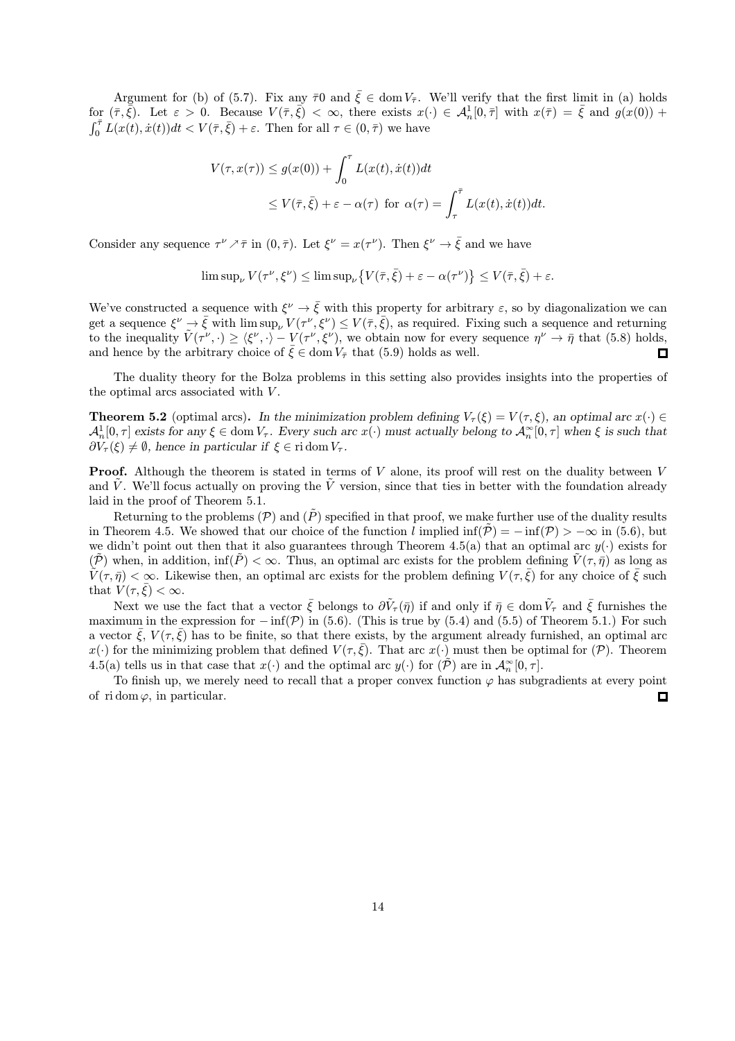Argument for (b) of (5.7). Fix any $\bar{\tau}0$ and $\bar{\xi} \in \operatorname{dom} V_{\bar{\tau}}$. We'll verify that the first limit in (a) holds for $(\bar{\tau}, \bar{\xi})$. Let $\varepsilon > 0$. Because $V(\bar{\tau}, \bar{\xi}) < \infty$, there exists $x(\cdot) \in \mathcal{A}_n^1[0, \bar{\tau}]$ with $x(\bar{\tau}) = \bar{\xi}$ and $g(x(0)) + \int_0^{\bar{\tau}} L(x(t), \dot{x}(t))dt < V(\bar{\tau}, \bar{\xi}) + \varepsilon$. Then for all $\tau \in (0, \bar{\tau})$ we have

$$
\begin{aligned}
V(\tau, x(\tau)) &\leq g(x(0)) + \int_0^{\tau} L(x(t), \dot{x}(t))dt \\
&\leq V(\bar{\tau}, \bar{\xi}) + \varepsilon - \alpha(\tau) \text{ for } \alpha(\tau) = \int_{\tau}^{\bar{\tau}} L(x(t), \dot{x}(t))dt.
\end{aligned}
$$

Consider any sequence $\tau^\nu \nearrow \bar{\tau}$ in $(0, \bar{\tau})$. Let $\xi^\nu = x(\tau^\nu)$. Then $\xi^\nu \to \bar{\xi}$ and we have

$$
\limsup_\nu V(\tau^\nu, \xi^\nu) \leq \limsup_\nu \{V(\bar{\tau}, \bar{\xi}) + \varepsilon - \alpha(\tau^\nu)\} \leq V(\bar{\tau}, \bar{\xi}) + \varepsilon.
$$

We've constructed a sequence with $\xi^\nu \to \bar{\xi}$ with this property for arbitrary $\varepsilon$, so by diagonalization we can get a sequence $\xi^\nu \to \bar{\xi}$ with $\limsup_\nu V(\tau^\nu, \xi^\nu) \leq V(\bar{\tau}, \bar{\xi})$, as required. Fixing such a sequence and returning to the inequality $\tilde{V}(\tau^\nu, \cdot) \geq \langle \xi^\nu, \cdot \rangle - V(\tau^\nu, \xi^\nu)$, we obtain now for every sequence $\eta^\nu \to \bar{\eta}$ that (5.8) holds, and hence by the arbitrary choice of $\bar{\xi} \in \operatorname{dom} V_{\bar{\tau}}$ that (5.9) holds as well. ◻

The duality theory for the Bolza problems in this setting also provides insights into the properties of the optimal arcs associated with $V$.

**Theorem 5.2** (optimal arcs). *In the minimization problem defining $V_\tau(\xi) = V(\tau, \xi)$, an optimal arc $x(\cdot) \in \mathcal{A}_n^1[0, \tau]$ exists for any $\xi \in \operatorname{dom} V_\tau$. Every such arc $x(\cdot)$ must actually belong to $\mathcal{A}_n^\infty[0, \tau]$ when $\xi$ is such that $\partial V_\tau(\xi) \neq \emptyset$, hence in particular if $\xi \in \operatorname{ri} \operatorname{dom} V_\tau$.*

**Proof.** Although the theorem is stated in terms of $V$ alone, its proof will rest on the duality between $V$ and $\tilde{V}$. We'll focus actually on proving the $\tilde{V}$ version, since that ties in better with the foundation already laid in the proof of Theorem 5.1.

Returning to the problems $(\mathcal{P})$ and $(\tilde{\mathcal{P}})$ specified in that proof, we make further use of the duality results in Theorem 4.5. We showed that our choice of the function $l$ implied $\inf(\tilde{\mathcal{P}}) = -\inf(\mathcal{P}) > -\infty$ in (5.6), but we didn't point out then that it also guarantees through Theorem 4.5(a) that an optimal arc $y(\cdot)$ exists for $(\tilde{\mathcal{P}})$ when, in addition, $\inf(\tilde{P}) < \infty$. Thus, an optimal arc exists for the problem defining $\tilde{V}(\tau, \bar{\eta})$ as long as $\tilde{V}(\tau, \bar{\eta}) < \infty$. Likewise then, an optimal arc exists for the problem defining $V(\tau, \bar{\xi})$ for any choice of $\bar{\xi}$ such that $V(\tau, \bar{\xi}) < \infty$.

Next we use the fact that a vector $\bar{\xi}$ belongs to $\partial \tilde{V}_\tau(\bar{\eta})$ if and only if $\bar{\eta} \in \operatorname{dom} \tilde{V}_\tau$ and $\bar{\xi}$ furnishes the maximum in the expression for $-\inf(\mathcal{P})$ in (5.6). (This is true by (5.4) and (5.5) of Theorem 5.1.) For such a vector $\bar{\xi}$, $V(\tau, \bar{\xi})$ has to be finite, so that there exists, by the argument already furnished, an optimal arc $x(\cdot)$ for the minimizing problem that defined $V(\tau, \bar{\xi})$. That arc $x(\cdot)$ must then be optimal for $(\mathcal{P})$. Theorem 4.5(a) tells us in that case that $x(\cdot)$ and the optimal arc $y(\cdot)$ for $(\tilde{\mathcal{P}})$ are in $\mathcal{A}_n^\infty[0, \tau]$.

To finish up, we merely need to recall that a proper convex function $\varphi$ has subgradients at every point of $\operatorname{ri} \operatorname{dom} \varphi$, in particular. ◻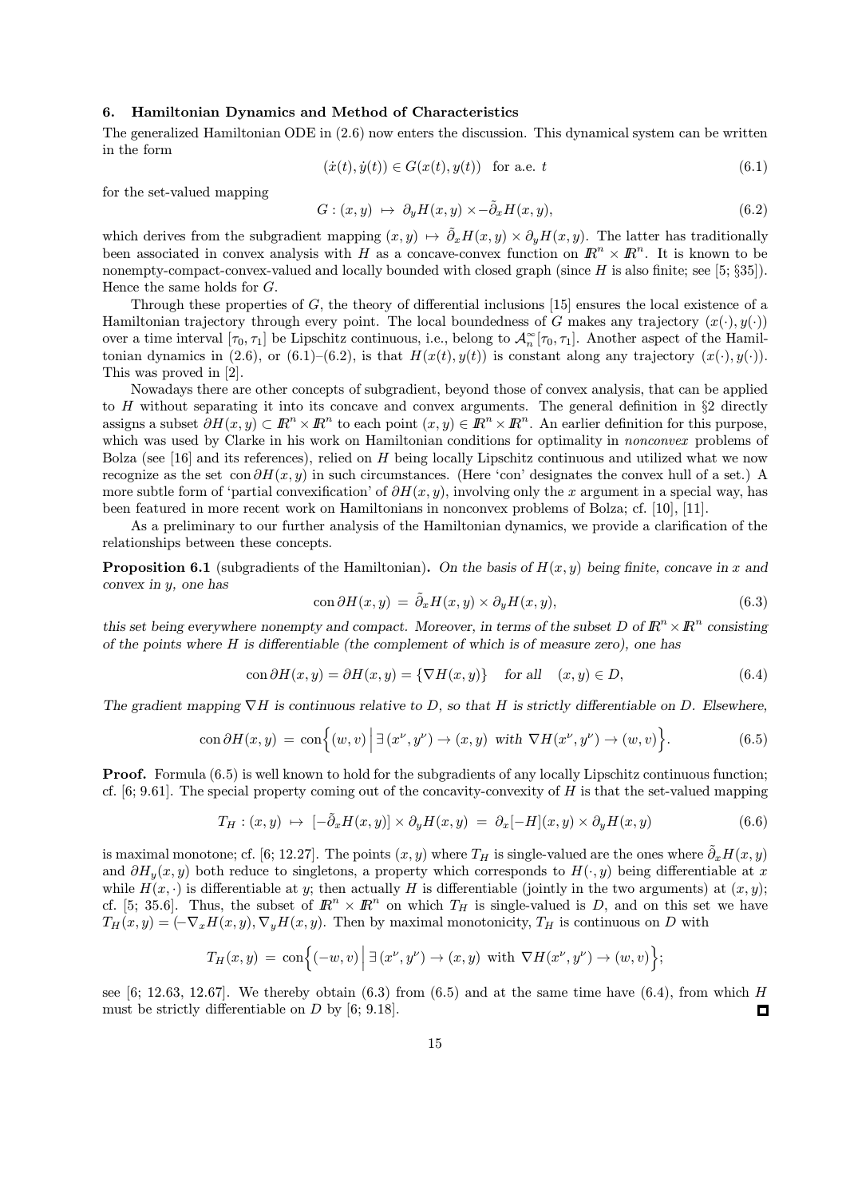## 6. Hamiltonian Dynamics and Method of Characteristics

The generalized Hamiltonian ODE in (2.6) now enters the discussion. This dynamical system can be written in the form

$$(\dot{x}(t), \dot{y}(t)) \in G(x(t), y(t)) \quad \text{for a.e. } t \tag{6.1}$$

for the set-valued mapping

$$G : (x, y) \;\mapsto\; \partial_y H(x, y) \times -\tilde{\partial}_x H(x, y), \tag{6.2}$$

which derives from the subgradient mapping $(x, y) \mapsto \tilde{\partial}_x H(x, y) \times \partial_y H(x, y)$. The latter has traditionally been associated in convex analysis with $H$ as a concave-convex function on $I\!R^n \times I\!R^n$. It is known to be nonempty-compact-convex-valued and locally bounded with closed graph (since $H$ is also finite; see [5; §35]). Hence the same holds for $G$.

Through these properties of $G$, the theory of differential inclusions [15] ensures the local existence of a Hamiltonian trajectory through every point. The local boundedness of $G$ makes any trajectory $(x(\cdot), y(\cdot))$ over a time interval $[\tau_0, \tau_1]$ be Lipschitz continuous, i.e., belong to $\mathcal{A}_n^\infty[\tau_0, \tau_1]$. Another aspect of the Hamiltonian dynamics in (2.6), or (6.1)–(6.2), is that $H(x(t), y(t))$ is constant along any trajectory $(x(\cdot), y(\cdot))$. This was proved in [2].

Nowadays there are other concepts of subgradient, beyond those of convex analysis, that can be applied to $H$ without separating it into its concave and convex arguments. The general definition in §2 directly assigns a subset $\partial H(x, y) \subset I\!R^n \times I\!R^n$ to each point $(x, y) \in I\!R^n \times I\!R^n$. An earlier definition for this purpose, which was used by Clarke in his work on Hamiltonian conditions for optimality in *nonconvex* problems of Bolza (see [16] and its references), relied on $H$ being locally Lipschitz continuous and utilized what we now recognize as the set $\operatorname{con} \partial H(x, y)$ in such circumstances. (Here 'con' designates the convex hull of a set.) A more subtle form of 'partial convexification' of $\partial H(x, y)$, involving only the $x$ argument in a special way, has been featured in more recent work on Hamiltonians in nonconvex problems of Bolza; cf. [10], [11].

As a preliminary to our further analysis of the Hamiltonian dynamics, we provide a clarification of the relationships between these concepts.

**Proposition 6.1** (subgradients of the Hamiltonian)**.** *On the basis of $H(x, y)$ being finite, concave in $x$ and convex in $y$, one has*

$$\operatorname{con} \partial H(x, y) \;=\; \tilde{\partial}_x H(x, y) \times \partial_y H(x, y), \tag{6.3}$$

*this set being everywhere nonempty and compact. Moreover, in terms of the subset $D$ of $I\!R^n \times I\!R^n$ consisting of the points where $H$ is differentiable (the complement of which is of measure zero), one has*

$$\operatorname{con} \partial H(x, y) = \partial H(x, y) = \{\nabla H(x, y)\} \quad \text{for all} \quad (x, y) \in D, \tag{6.4}$$

*The gradient mapping $\nabla H$ is continuous relative to $D$, so that $H$ is strictly differentiable on $D$. Elsewhere,*

$$\operatorname{con} \partial H(x, y) \;=\; \operatorname{con}\Big\{(w, v) \,\Big|\, \exists\, (x^\nu, y^\nu) \to (x, y) \text{ with } \nabla H(x^\nu, y^\nu) \to (w, v)\Big\}. \tag{6.5}$$

**Proof.** Formula (6.5) is well known to hold for the subgradients of any locally Lipschitz continuous function; cf. [6; 9.61]. The special property coming out of the concavity-convexity of $H$ is that the set-valued mapping

$$T_H : (x, y) \;\mapsto\; [-\tilde{\partial}_x H(x, y)] \times \partial_y H(x, y) \;=\; \partial_x[-H](x, y) \times \partial_y H(x, y) \tag{6.6}$$

is maximal monotone; cf. [6; 12.27]. The points $(x, y)$ where $T_H$ is single-valued are the ones where $\tilde{\partial}_x H(x, y)$ and $\partial H_y(x, y)$ both reduce to singletons, a property which corresponds to $H(\cdot, y)$ being differentiable at $x$ while $H(x, \cdot)$ is differentiable at $y$; then actually $H$ is differentiable (jointly in the two arguments) at $(x, y)$; cf. [5; 35.6]. Thus, the subset of $I\!R^n \times I\!R^n$ on which $T_H$ is single-valued is $D$, and on this set we have $T_H(x, y) = (-\nabla_x H(x, y), \nabla_y H(x, y)$. Then by maximal monotonicity, $T_H$ is continuous on $D$ with

$$T_H(x, y) \;=\; \operatorname{con}\Big\{(-w, v) \,\Big|\, \exists\, (x^\nu, y^\nu) \to (x, y) \text{ with } \nabla H(x^\nu, y^\nu) \to (w, v)\Big\};$$

see [6; 12.63, 12.67]. We thereby obtain (6.3) from (6.5) and at the same time have (6.4), from which $H$ must be strictly differentiable on $D$ by [6; 9.18]. ∎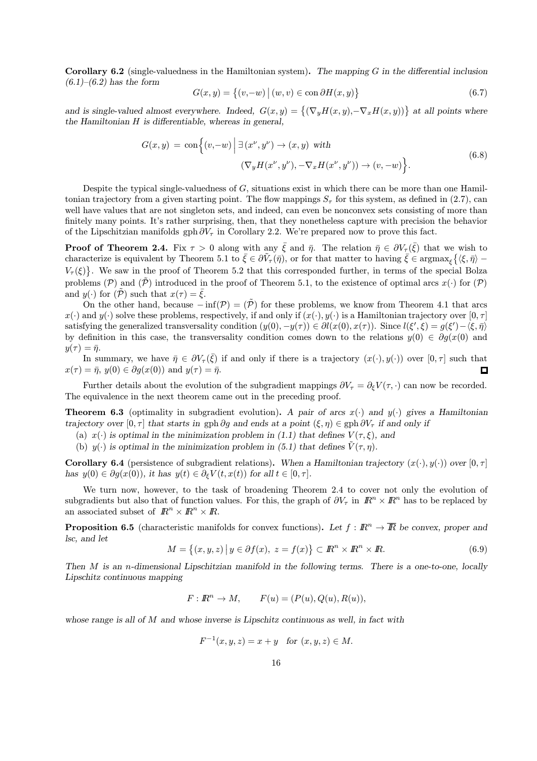**Corollary 6.2** (single-valuedness in the Hamiltonian system). *The mapping $G$ in the differential inclusion (6.1)–(6.2) has the form*

$$G(x, y) = \{(v, -w) \mid (w, v) \in \operatorname{con} \partial H(x, y)\} \tag{6.7}$$

*and is single-valued almost everywhere. Indeed, $G(x, y) = \{(\nabla_y H(x, y), -\nabla_x H(x, y))\}$ at all points where the Hamiltonian $H$ is differentiable, whereas in general,*

$$G(x, y) = \operatorname{con}\Big\{(v, -w) \,\Big|\, \exists (x^\nu, y^\nu) \to (x, y) \text{ with } (\nabla_y H(x^\nu, y^\nu), -\nabla_x H(x^\nu, y^\nu)) \to (v, -w)\Big\}. \tag{6.8}$$

Despite the typical single-valuedness of $G$, situations exist in which there can be more than one Hamiltonian trajectory from a given starting point. The flow mappings $S_\tau$ for this system, as defined in (2.7), can well have values that are not singleton sets, and indeed, can even be nonconvex sets consisting of more than finitely many points. It's rather surprising, then, that they nonetheless capture with precision the behavior of the Lipschitzian manifolds $\operatorname{gph} \partial V_\tau$ in Corollary 2.2. We're prepared now to prove this fact.

**Proof of Theorem 2.4.** Fix $\tau > 0$ along with any $\bar{\xi}$ and $\bar{\eta}$. The relation $\bar{\eta} \in \partial V_\tau(\bar{\xi})$ that we wish to characterize is equivalent by Theorem 5.1 to $\bar{\xi} \in \partial \tilde{V}_\tau(\bar{\eta})$, or for that matter to having $\bar{\xi} \in \operatorname{argmax}_\xi\{\langle \xi, \bar{\eta}\rangle - V_\tau(\xi)\}$. We saw in the proof of Theorem 5.2 that this corresponded further, in terms of the special Bolza problems $(\mathcal{P})$ and $(\tilde{\mathcal{P}})$ introduced in the proof of Theorem 5.1, to the existence of optimal arcs $x(\cdot)$ for $(\mathcal{P})$ and $y(\cdot)$ for $(\tilde{\mathcal{P}})$ such that $x(\tau) = \bar{\xi}$.

On the other hand, because $-\inf(\mathcal{P}) = (\tilde{\mathcal{P}})$ for these problems, we know from Theorem 4.1 that arcs $x(\cdot)$ and $y(\cdot)$ solve these problems, respectively, if and only if $(x(\cdot), y(\cdot))$ is a Hamiltonian trajectory over $[0, \tau]$ satisfying the generalized transversality condition $(y(0), -y(\tau)) \in \partial l(x(0), x(\tau))$. Since $l(\xi', \xi) = g(\xi') - \langle \xi, \bar{\eta}\rangle$ by definition in this case, the transversality condition comes down to the relations $y(0) \in \partial g(x(0)$ and $y(\tau) = \bar{\eta}$.

In summary, we have $\bar{\eta} \in \partial V_\tau(\bar{\xi})$ if and only if there is a trajectory $(x(\cdot), y(\cdot))$ over $[0, \tau]$ such that $x(\tau) = \bar{\eta}$, $y(0) \in \partial g(x(0))$ and $y(\tau) = \bar{\eta}$. □

Further details about the evolution of the subgradient mappings $\partial V_\tau = \partial_\xi V(\tau, \cdot)$ can now be recorded. The equivalence in the next theorem came out in the preceding proof.

**Theorem 6.3** (optimality in subgradient evolution). *A pair of arcs $x(\cdot)$ and $y(\cdot)$ gives a Hamiltonian trajectory over $[0, \tau]$ that starts in $\operatorname{gph} \partial g$ and ends at a point $(\xi, \eta) \in \operatorname{gph} \partial V_\tau$ if and only if*

(a) *$x(\cdot)$ is optimal in the minimization problem in (1.1) that defines $V(\tau, \xi)$, and*

(b) *$y(\cdot)$ is optimal in the minimization problem in (5.1) that defines $\tilde{V}(\tau, \eta)$.*

**Corollary 6.4** (persistence of subgradient relations). *When a Hamiltonian trajectory $(x(\cdot), y(\cdot))$ over $[0, \tau]$ has $y(0) \in \partial g(x(0))$, it has $y(t) \in \partial_\xi V(t, x(t))$ for all $t \in [0, \tau]$.*

We turn now, however, to the task of broadening Theorem 2.4 to cover not only the evolution of subgradients but also that of function values. For this, the graph of $\partial V_\tau$ in $\mathbb{R}^n \times \mathbb{R}^n$ has to be replaced by an associated subset of $\mathbb{R}^n \times \mathbb{R}^n \times \mathbb{R}$.

**Proposition 6.5** (characteristic manifolds for convex functions). *Let $f : \mathbb{R}^n \to \overline{\mathbb{R}}$ be convex, proper and lsc, and let*

$$M = \{(x, y, z) \mid y \in \partial f(x),\ z = f(x)\} \subset \mathbb{R}^n \times \mathbb{R}^n \times \mathbb{R}. \tag{6.9}$$

*Then $M$ is an $n$-dimensional Lipschitzian manifold in the following terms. There is a one-to-one, locally Lipschitz continuous mapping*

$$F : \mathbb{R}^n \to M, \qquad F(u) = (P(u), Q(u), R(u)),$$

*whose range is all of $M$ and whose inverse is Lipschitz continuous as well, in fact with*

$$F^{-1}(x, y, z) = x + y \quad \text{for } (x, y, z) \in M.$$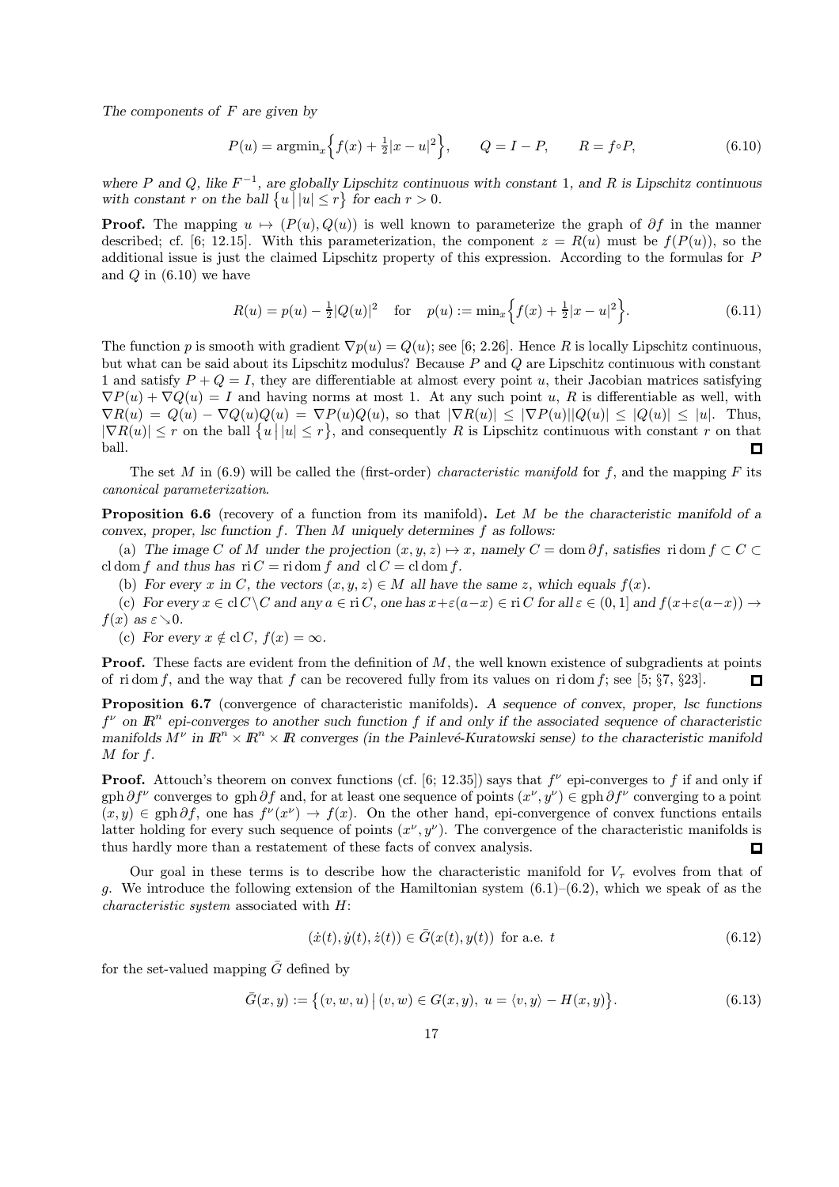*The components of $F$ are given by*

$$P(u) = \operatorname{argmin}_x \Big\{ f(x) + \tfrac{1}{2}|x-u|^2 \Big\}, \qquad Q = I - P, \qquad R = f \circ P, \tag{6.10}$$

*where $P$ and $Q$, like $F^{-1}$, are globally Lipschitz continuous with constant 1, and $R$ is Lipschitz continuous with constant $r$ on the ball $\{u \,|\, |u| \le r\}$ for each $r > 0$.*

**Proof.** The mapping $u \mapsto (P(u), Q(u))$ is well known to parameterize the graph of $\partial f$ in the manner described; cf. [6; 12.15]. With this parameterization, the component $z = R(u)$ must be $f(P(u))$, so the additional issue is just the claimed Lipschitz property of this expression. According to the formulas for $P$ and $Q$ in (6.10) we have

$$R(u) = p(u) - \tfrac{1}{2}|Q(u)|^2 \quad \text{for} \quad p(u) := \min_x \Big\{ f(x) + \tfrac{1}{2}|x-u|^2 \Big\}. \tag{6.11}$$

The function $p$ is smooth with gradient $\nabla p(u) = Q(u)$; see [6; 2.26]. Hence $R$ is locally Lipschitz continuous, but what can be said about its Lipschitz modulus? Because $P$ and $Q$ are Lipschitz continuous with constant 1 and satisfy $P + Q = I$, they are differentiable at almost every point $u$, their Jacobian matrices satisfying $\nabla P(u) + \nabla Q(u) = I$ and having norms at most 1. At any such point $u$, $R$ is differentiable as well, with $\nabla R(u) = Q(u) - \nabla Q(u)Q(u) = \nabla P(u)Q(u)$, so that $|\nabla R(u)| \le |\nabla P(u)||Q(u)| \le |Q(u)| \le |u|$. Thus, $|\nabla R(u)| \le r$ on the ball $\{u \,|\, |u| \le r\}$, and consequently $R$ is Lipschitz continuous with constant $r$ on that ball. ☐

The set $M$ in (6.9) will be called the (first-order) *characteristic manifold* for $f$, and the mapping $F$ its *canonical parameterization*.

**Proposition 6.6** (recovery of a function from its manifold)**.** *Let $M$ be the characteristic manifold of a convex, proper, lsc function $f$. Then $M$ uniquely determines $f$ as follows:*

(a) *The image $C$ of $M$ under the projection $(x, y, z) \mapsto x$, namely $C = \operatorname{dom} \partial f$, satisfies $\operatorname{ri} \operatorname{dom} f \subset C \subset \operatorname{cl} \operatorname{dom} f$ and thus has $\operatorname{ri} C = \operatorname{ri} \operatorname{dom} f$ and $\operatorname{cl} C = \operatorname{cl} \operatorname{dom} f$.*

(b) *For every $x$ in $C$, the vectors $(x, y, z) \in M$ all have the same $z$, which equals $f(x)$.*

(c) *For every $x \in \operatorname{cl} C \setminus C$ and any $a \in \operatorname{ri} C$, one has $x + \varepsilon(a - x) \in \operatorname{ri} C$ for all $\varepsilon \in (0, 1]$ and $f(x + \varepsilon(a - x)) \to f(x)$ as $\varepsilon \searrow 0$.*

(c) *For every $x \notin \operatorname{cl} C$, $f(x) = \infty$.*

**Proof.** These facts are evident from the definition of $M$, the well known existence of subgradients at points of $\operatorname{ri} \operatorname{dom} f$, and the way that $f$ can be recovered fully from its values on $\operatorname{ri} \operatorname{dom} f$; see [5; §7, §23]. ☐

**Proposition 6.7** (convergence of characteristic manifolds)**.** *A sequence of convex, proper, lsc functions $f^\nu$ on $\mathbb{R}^n$ epi-converges to another such function $f$ if and only if the associated sequence of characteristic manifolds $M^\nu$ in $\mathbb{R}^n \times \mathbb{R}^n \times \mathbb{R}$ converges (in the Painlevé-Kuratowski sense) to the characteristic manifold $M$ for $f$.*

**Proof.** Attouch's theorem on convex functions (cf. [6; 12.35]) says that $f^\nu$ epi-converges to $f$ if and only if $\operatorname{gph} \partial f^\nu$ converges to $\operatorname{gph} \partial f$ and, for at least one sequence of points $(x^\nu, y^\nu) \in \operatorname{gph} \partial f^\nu$ converging to a point $(x, y) \in \operatorname{gph} \partial f$, one has $f^\nu(x^\nu) \to f(x)$. On the other hand, epi-convergence of convex functions entails latter holding for every such sequence of points $(x^\nu, y^\nu)$. The convergence of the characteristic manifolds is thus hardly more than a restatement of these facts of convex analysis. ☐

Our goal in these terms is to describe how the characteristic manifold for $V_\tau$ evolves from that of $g$. We introduce the following extension of the Hamiltonian system (6.1)–(6.2), which we speak of as the *characteristic system* associated with $H$:

$$(\dot{x}(t), \dot{y}(t), \dot{z}(t)) \in \bar{G}(x(t), y(t)) \text{ for a.e. } t \tag{6.12}$$

for the set-valued mapping $\bar{G}$ defined by

$$\bar{G}(x, y) := \big\{ (v, w, u) \,\big|\, (v, w) \in G(x, y),\ u = \langle v, y \rangle - H(x, y) \big\}. \tag{6.13}$$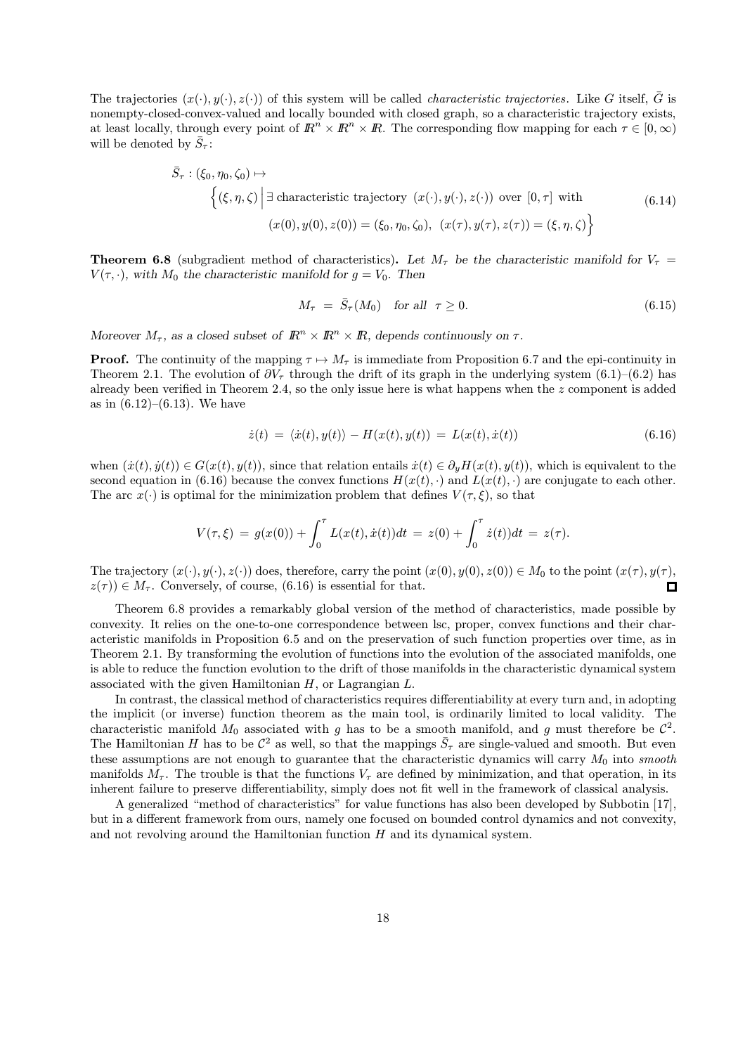The trajectories $(x(\cdot), y(\cdot), z(\cdot))$ of this system will be called *characteristic trajectories*. Like $G$ itself, $\bar{G}$ is nonempty-closed-convex-valued and locally bounded with closed graph, so a characteristic trajectory exists, at least locally, through every point of $\mathbb{R}^n \times \mathbb{R}^n \times \mathbb{R}$. The corresponding flow mapping for each $\tau \in [0, \infty)$ will be denoted by $\bar{S}_\tau$:

$$
\begin{aligned}
\bar{S}_\tau : (\xi_0, \eta_0, \zeta_0) \mapsto \\
\Big\{(\xi, \eta, \zeta) \,\Big|\, &\exists \text{ characteristic trajectory } (x(\cdot), y(\cdot), z(\cdot)) \text{ over } [0, \tau] \text{ with} \\
&(x(0), y(0), z(0)) = (\xi_0, \eta_0, \zeta_0),\ (x(\tau), y(\tau), z(\tau)) = (\xi, \eta, \zeta)\Big\}
\end{aligned}
\tag{6.14}
$$

**Theorem 6.8** (subgradient method of characteristics)**.** *Let $M_\tau$ be the characteristic manifold for $V_\tau = V(\tau, \cdot)$, with $M_0$ the characteristic manifold for $g = V_0$. Then*

$$
M_\tau \;=\; \bar{S}_\tau(M_0) \quad \text{for all } \tau \geq 0. \tag{6.15}
$$

*Moreover $M_\tau$, as a closed subset of $\mathbb{R}^n \times \mathbb{R}^n \times \mathbb{R}$, depends continuously on $\tau$.*

**Proof.** The continuity of the mapping $\tau \mapsto M_\tau$ is immediate from Proposition 6.7 and the epi-continuity in Theorem 2.1. The evolution of $\partial V_\tau$ through the drift of its graph in the underlying system (6.1)–(6.2) has already been verified in Theorem 2.4, so the only issue here is what happens when the $z$ component is added as in (6.12)–(6.13). We have

$$
\dot{z}(t) \;=\; \langle \dot{x}(t), y(t)\rangle - H(x(t), y(t)) \;=\; L(x(t), \dot{x}(t)) \tag{6.16}
$$

when $(\dot{x}(t), \dot{y}(t)) \in G(x(t), y(t))$, since that relation entails $\dot{x}(t) \in \partial_y H(x(t), y(t))$, which is equivalent to the second equation in (6.16) because the convex functions $H(x(t), \cdot)$ and $L(x(t), \cdot)$ are conjugate to each other. The arc $x(\cdot)$ is optimal for the minimization problem that defines $V(\tau, \xi)$, so that

$$
V(\tau, \xi) \;=\; g(x(0)) + \int_0^\tau L(x(t), \dot{x}(t))dt \;=\; z(0) + \int_0^\tau \dot{z}(t)dt \;=\; z(\tau).
$$

The trajectory $(x(\cdot), y(\cdot), z(\cdot))$ does, therefore, carry the point $(x(0), y(0), z(0)) \in M_0$ to the point $(x(\tau), y(\tau), z(\tau)) \in M_\tau$. Conversely, of course, (6.16) is essential for that. ∎

Theorem 6.8 provides a remarkably global version of the method of characteristics, made possible by convexity. It relies on the one-to-one correspondence between lsc, proper, convex functions and their characteristic manifolds in Proposition 6.5 and on the preservation of such function properties over time, as in Theorem 2.1. By transforming the evolution of functions into the evolution of the associated manifolds, one is able to reduce the function evolution to the drift of those manifolds in the characteristic dynamical system associated with the given Hamiltonian $H$, or Lagrangian $L$.

In contrast, the classical method of characteristics requires differentiability at every turn and, in adopting the implicit (or inverse) function theorem as the main tool, is ordinarily limited to local validity. The characteristic manifold $M_0$ associated with $g$ has to be a smooth manifold, and $g$ must therefore be $\mathcal{C}^2$. The Hamiltonian $H$ has to be $\mathcal{C}^2$ as well, so that the mappings $\bar{S}_\tau$ are single-valued and smooth. But even these assumptions are not enough to guarantee that the characteristic dynamics will carry $M_0$ into *smooth* manifolds $M_\tau$. The trouble is that the functions $V_\tau$ are defined by minimization, and that operation, in its inherent failure to preserve differentiability, simply does not fit well in the framework of classical analysis.

A generalized "method of characteristics" for value functions has also been developed by Subbotin [17], but in a different framework from ours, namely one focused on bounded control dynamics and not convexity, and not revolving around the Hamiltonian function $H$ and its dynamical system.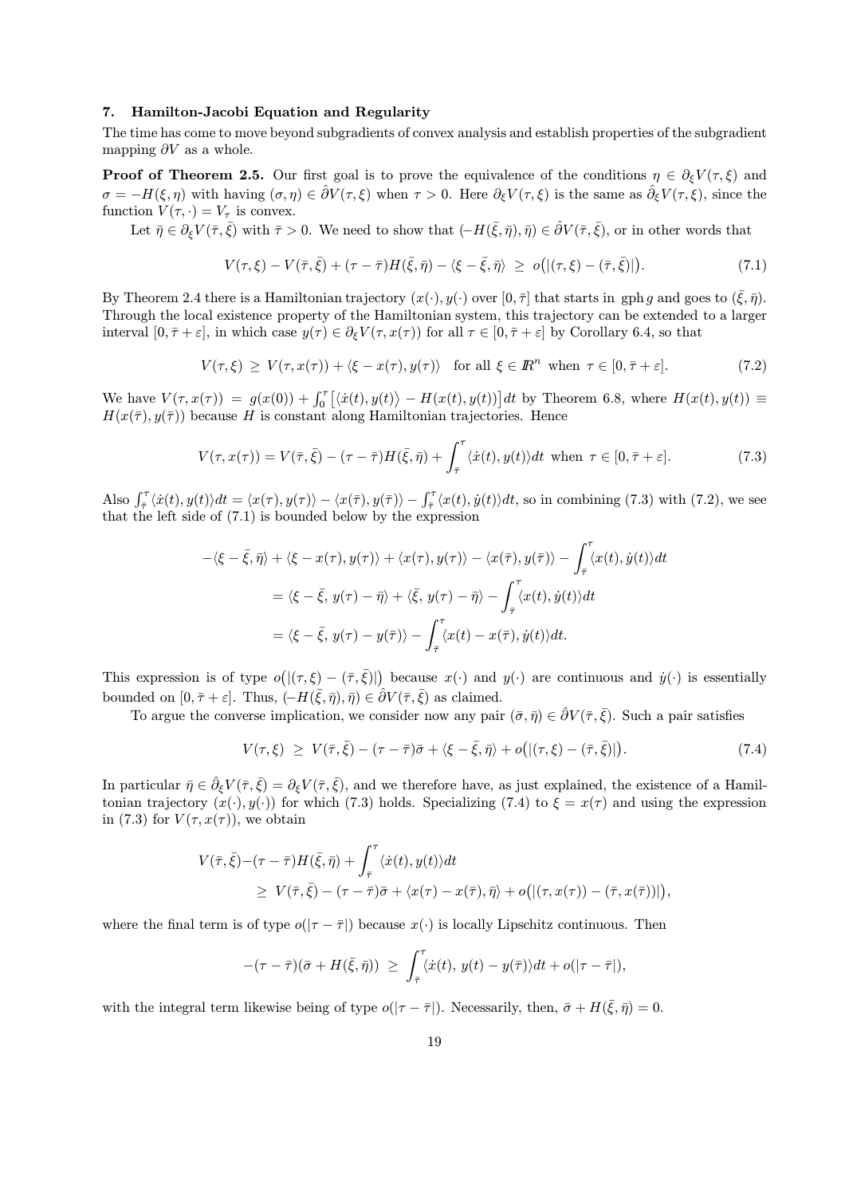## 7. Hamilton-Jacobi Equation and Regularity

The time has come to move beyond subgradients of convex analysis and establish properties of the subgradient mapping $\partial V$ as a whole.

**Proof of Theorem 2.5.** Our first goal is to prove the equivalence of the conditions $\eta \in \partial_\xi V(\tau, \xi)$ and $\sigma = -H(\xi, \eta)$ with having $(\sigma, \eta) \in \hat{\partial} V(\tau, \xi)$ when $\tau > 0$. Here $\partial_\xi V(\tau, \xi)$ is the same as $\hat{\partial}_\xi V(\tau, \xi)$, since the function $V(\tau, \cdot) = V_\tau$ is convex.

Let $\bar{\eta} \in \partial_\xi V(\bar{\tau}, \bar{\xi})$ with $\bar{\tau} > 0$. We need to show that $(-H(\bar{\xi}, \bar{\eta}), \bar{\eta}) \in \hat{\partial} V(\bar{\tau}, \bar{\xi})$, or in other words that

$$V(\tau, \xi) - V(\bar{\tau}, \bar{\xi}) + (\tau - \bar{\tau}) H(\bar{\xi}, \bar{\eta}) - \langle \xi - \bar{\xi}, \bar{\eta} \rangle \ \geq \ o\big(|(\tau, \xi) - (\bar{\tau}, \bar{\xi})|\big). \tag{7.1}$$

By Theorem 2.4 there is a Hamiltonian trajectory $(x(\cdot), y(\cdot))$ over $[0, \bar{\tau}]$ that starts in $\operatorname{gph} g$ and goes to $(\bar{\xi}, \bar{\eta})$. Through the local existence property of the Hamiltonian system, this trajectory can be extended to a larger interval $[0, \bar{\tau} + \varepsilon]$, in which case $y(\tau) \in \partial_\xi V(\tau, x(\tau))$ for all $\tau \in [0, \bar{\tau} + \varepsilon]$ by Corollary 6.4, so that

$$V(\tau, \xi) \ \geq \ V(\tau, x(\tau)) + \langle \xi - x(\tau), y(\tau) \rangle \quad \text{for all } \xi \in \mathbb{R}^n \text{ when } \tau \in [0, \bar{\tau} + \varepsilon]. \tag{7.2}$$

We have $V(\tau, x(\tau)) = g(x(0)) + \int_0^\tau \big[\langle \dot{x}(t), y(t) \rangle - H(x(t), y(t))\big] dt$ by Theorem 6.8, where $H(x(t), y(t)) \equiv H(x(\bar{\tau}), y(\bar{\tau}))$ because $H$ is constant along Hamiltonian trajectories. Hence

$$V(\tau, x(\tau)) = V(\bar{\tau}, \bar{\xi}) - (\tau - \bar{\tau}) H(\bar{\xi}, \bar{\eta}) + \int_{\bar{\tau}}^{\tau} \langle \dot{x}(t), y(t) \rangle dt \ \text{ when } \tau \in [0, \bar{\tau} + \varepsilon]. \tag{7.3}$$

Also $\int_{\bar{\tau}}^{\tau} \langle \dot{x}(t), y(t) \rangle dt = \langle x(\tau), y(\tau) \rangle - \langle x(\bar{\tau}), y(\bar{\tau}) \rangle - \int_{\bar{\tau}}^{\tau} \langle x(t), \dot{y}(t) \rangle dt$, so in combining (7.3) with (7.2), we see that the left side of (7.1) is bounded below by the expression

$$\begin{aligned}
-\langle \xi - \bar{\xi}, \bar{\eta} \rangle &+ \langle \xi - x(\tau), y(\tau) \rangle + \langle x(\tau), y(\tau) \rangle - \langle x(\bar{\tau}), y(\bar{\tau}) \rangle - \int_{\bar{\tau}}^{\tau} \langle x(t), \dot{y}(t) \rangle dt \\
&= \langle \xi - \bar{\xi},\, y(\tau) - \bar{\eta} \rangle + \langle \bar{\xi},\, y(\tau) - \bar{\eta} \rangle - \int_{\bar{\tau}}^{\tau} \langle x(t), \dot{y}(t) \rangle dt \\
&= \langle \xi - \bar{\xi},\, y(\tau) - y(\bar{\tau}) \rangle - \int_{\bar{\tau}}^{\tau} \langle x(t) - x(\bar{\tau}), \dot{y}(t) \rangle dt.
\end{aligned}$$

This expression is of type $o\big(|(\tau, \xi) - (\bar{\tau}, \bar{\xi})|\big)$ because $x(\cdot)$ and $y(\cdot)$ are continuous and $\dot{y}(\cdot)$ is essentially bounded on $[0, \bar{\tau} + \varepsilon]$. Thus, $(-H(\bar{\xi}, \bar{\eta}), \bar{\eta}) \in \hat{\partial} V(\bar{\tau}, \bar{\xi})$ as claimed.

To argue the converse implication, we consider now any pair $(\bar{\sigma}, \bar{\eta}) \in \hat{\partial} V(\bar{\tau}, \bar{\xi})$. Such a pair satisfies

$$V(\tau, \xi) \ \geq \ V(\bar{\tau}, \bar{\xi}) - (\tau - \bar{\tau}) \bar{\sigma} + \langle \xi - \bar{\xi}, \bar{\eta} \rangle + o\big(|(\tau, \xi) - (\bar{\tau}, \bar{\xi})|\big). \tag{7.4}$$

In particular $\bar{\eta} \in \hat{\partial}_\xi V(\bar{\tau}, \bar{\xi}) = \partial_\xi V(\bar{\tau}, \bar{\xi})$, and we therefore have, as just explained, the existence of a Hamiltonian trajectory $(x(\cdot), y(\cdot))$ for which (7.3) holds. Specializing (7.4) to $\xi = x(\tau)$ and using the expression in (7.3) for $V(\tau, x(\tau))$, we obtain

$$\begin{aligned}
V(\bar{\tau}, \bar{\xi}) &- (\tau - \bar{\tau}) H(\bar{\xi}, \bar{\eta}) + \int_{\bar{\tau}}^{\tau} \langle \dot{x}(t), y(t) \rangle dt \\
&\geq \ V(\bar{\tau}, \bar{\xi}) - (\tau - \bar{\tau}) \bar{\sigma} + \langle x(\tau) - x(\bar{\tau}), \bar{\eta} \rangle + o\big(|(\tau, x(\tau)) - (\bar{\tau}, x(\bar{\tau}))|\big),
\end{aligned}$$

where the final term is of type $o(|\tau - \bar{\tau}|)$ because $x(\cdot)$ is locally Lipschitz continuous. Then

$$-(\tau - \bar{\tau})(\bar{\sigma} + H(\bar{\xi}, \bar{\eta})) \ \geq \ \int_{\bar{\tau}}^{\tau} \langle \dot{x}(t),\, y(t) - y(\bar{\tau}) \rangle dt + o(|\tau - \bar{\tau}|),$$

with the integral term likewise being of type $o(|\tau - \bar{\tau}|)$. Necessarily, then, $\bar{\sigma} + H(\bar{\xi}, \bar{\eta}) = 0$.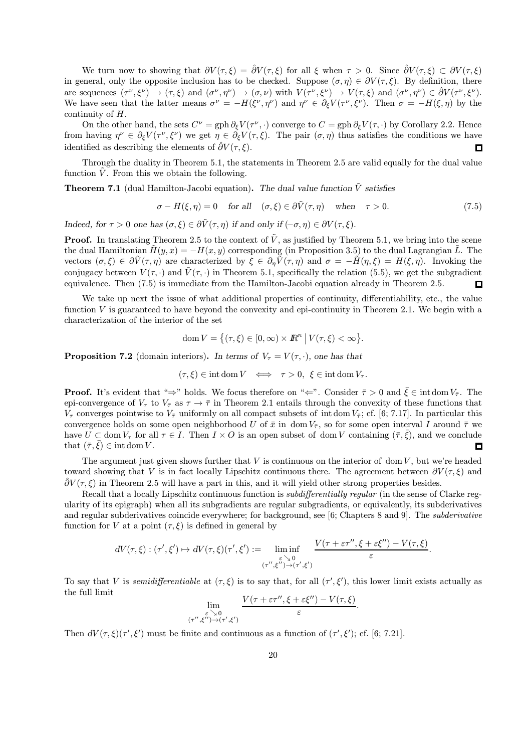We turn now to showing that $\partial V(\tau,\xi) = \hat{\partial} V(\tau,\xi)$ for all $\xi$ when $\tau > 0$. Since $\hat{\partial} V(\tau,\xi) \subset \partial V(\tau,\xi)$ in general, only the opposite inclusion has to be checked. Suppose $(\sigma,\eta) \in \partial V(\tau,\xi)$. By definition, there are sequences $(\tau^\nu,\xi^\nu) \to (\tau,\xi)$ and $(\sigma^\nu,\eta^\nu) \to (\sigma,\nu)$ with $V(\tau^\nu,\xi^\nu) \to V(\tau,\xi)$ and $(\sigma^\nu,\eta^\nu) \in \hat{\partial} V(\tau^\nu,\xi^\nu)$. We have seen that the latter means $\sigma^\nu = -H(\xi^\nu,\eta^\nu)$ and $\eta^\nu \in \partial_\xi V(\tau^\nu,\xi^\nu)$. Then $\sigma = -H(\xi,\eta)$ by the continuity of $H$.

On the other hand, the sets $C^\nu = \operatorname{gph} \partial_\xi V(\tau^\nu,\cdot)$ converge to $C = \operatorname{gph} \partial_\xi V(\tau,\cdot)$ by Corollary 2.2. Hence from having $\eta^\nu \in \partial_\xi V(\tau^\nu,\xi^\nu)$ we get $\eta \in \partial_\xi V(\tau,\xi)$. The pair $(\sigma,\eta)$ thus satisfies the conditions we have identified as describing the elements of $\hat{\partial} V(\tau,\xi)$. ∎

Through the duality in Theorem 5.1, the statements in Theorem 2.5 are valid equally for the dual value function $\tilde{V}$. From this we obtain the following.

**Theorem 7.1** (dual Hamilton-Jacobi equation)**.** *The dual value function $\tilde{V}$ satisfies*

$$\sigma - H(\xi,\eta) = 0 \quad \text{for all} \quad (\sigma,\xi) \in \partial \tilde{V}(\tau,\eta) \quad \text{when} \quad \tau > 0. \tag{7.5}$$

*Indeed, for $\tau > 0$ one has $(\sigma,\xi) \in \partial \tilde{V}(\tau,\eta)$ if and only if $(-\sigma,\eta) \in \partial V(\tau,\xi)$.*

**Proof.** In translating Theorem 2.5 to the context of $\tilde{V}$, as justified by Theorem 5.1, we bring into the scene the dual Hamiltonian $\tilde{H}(y,x) = -H(x,y)$ corresponding (in Proposition 3.5) to the dual Lagrangian $\tilde{L}$. The vectors $(\sigma,\xi) \in \partial \tilde{V}(\tau,\eta)$ are characterized by $\xi \in \partial_\eta \tilde{V}(\tau,\eta)$ and $\sigma = -\tilde{H}(\eta,\xi) = H(\xi,\eta)$. Invoking the conjugacy between $V(\tau,\cdot)$ and $\tilde{V}(\tau,\cdot)$ in Theorem 5.1, specifically the relation (5.5), we get the subgradient equivalence. Then (7.5) is immediate from the Hamilton-Jacobi equation already in Theorem 2.5. ∎

We take up next the issue of what additional properties of continuity, differentiability, etc., the value function $V$ is guaranteed to have beyond the convexity and epi-continuity in Theorem 2.1. We begin with a characterization of the interior of the set

$$\operatorname{dom} V = \big\{(\tau,\xi) \in [0,\infty) \times I\!R^n \,\big|\, V(\tau,\xi) < \infty\big\}.$$

**Proposition 7.2** (domain interiors)**.** *In terms of $V_\tau = V(\tau,\cdot)$, one has that*

$$(\tau,\xi) \in \operatorname{int} \operatorname{dom} V \iff \tau > 0,\ \xi \in \operatorname{int} \operatorname{dom} V_\tau.$$

**Proof.** It's evident that "⇒" holds. We focus therefore on "⇐". Consider $\bar{\tau} > 0$ and $\bar{\xi} \in \operatorname{int} \operatorname{dom} V_{\bar{\tau}}$. The epi-convergence of $V_\tau$ to $V_{\bar{\tau}}$ as $\tau \to \bar{\tau}$ in Theorem 2.1 entails through the convexity of these functions that $V_\tau$ converges pointwise to $V_{\bar{\tau}}$ uniformly on all compact subsets of $\operatorname{int} \operatorname{dom} V_{\bar{\tau}}$; cf. [6; 7.17]. In particular this convergence holds on some open neighborhood $U$ of $\bar{x}$ in $\operatorname{dom} V_{\bar{\tau}}$, so for some open interval $I$ around $\bar{\tau}$ we have $U \subset \operatorname{dom} V_\tau$ for all $\tau \in I$. Then $I \times O$ is an open subset of $\operatorname{dom} V$ containing $(\bar{\tau},\bar{\xi})$, and we conclude that $(\bar{\tau},\bar{\xi}) \in \operatorname{int} \operatorname{dom} V$. ∎

The argument just given shows further that $V$ is continuous on the interior of $\operatorname{dom} V$, but we're headed toward showing that $V$ is in fact locally Lipschitz continuous there. The agreement between $\partial V(\tau,\xi)$ and $\hat{\partial} V(\tau,\xi)$ in Theorem 2.5 will have a part in this, and it will yield other strong properties besides.

Recall that a locally Lipschitz continuous function is *subdifferentially regular* (in the sense of Clarke regularity of its epigraph) when all its subgradients are regular subgradients, or equivalently, its subderivatives and regular subderivatives coincide everywhere; for background, see [6; Chapters 8 and 9]. The *subderivative* function for $V$ at a point $(\tau,\xi)$ is defined in general by

$$dV(\tau,\xi) : (\tau',\xi') \mapsto dV(\tau,\xi)(\tau',\xi') := \liminf_{\substack{\varepsilon \searrow 0 \\ (\tau'',\xi'') \to (\tau',\xi')}} \frac{V(\tau + \varepsilon\tau'', \xi + \varepsilon\xi'') - V(\tau,\xi)}{\varepsilon}.$$

To say that $V$ is *semidifferentiable* at $(\tau,\xi)$ is to say that, for all $(\tau',\xi')$, this lower limit exists actually as the full limit

$$\lim_{\substack{\varepsilon \searrow 0 \\ (\tau'',\xi'') \to (\tau',\xi')}} \frac{V(\tau + \varepsilon\tau'', \xi + \varepsilon\xi'') - V(\tau,\xi)}{\varepsilon}.$$

Then $dV(\tau,\xi)(\tau',\xi')$ must be finite and continuous as a function of $(\tau',\xi')$; cf. [6; 7.21].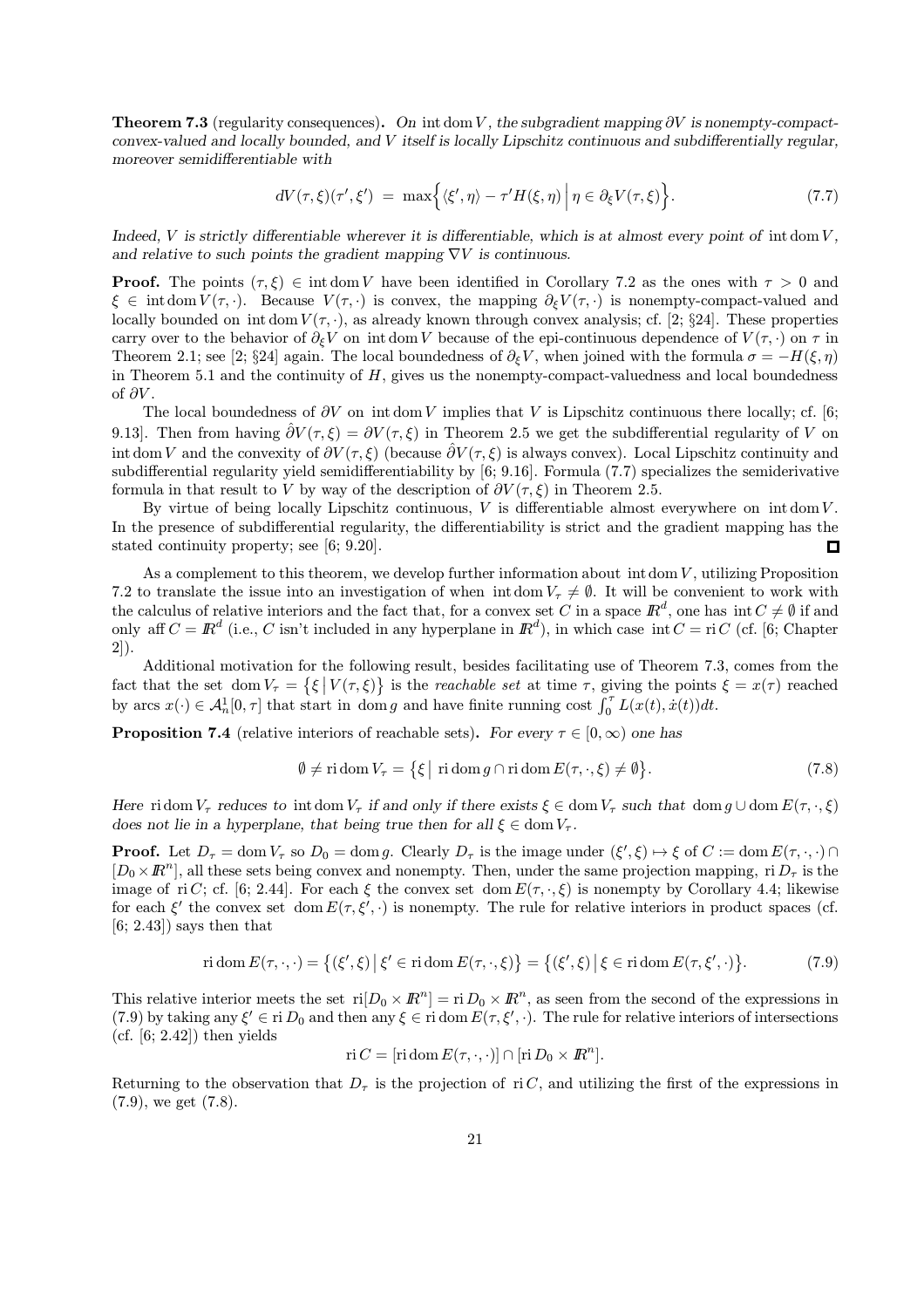**Theorem 7.3** (regularity consequences). *On* $\operatorname{int}\operatorname{dom} V$*, the subgradient mapping* $\partial V$ *is nonempty-compact-convex-valued and locally bounded, and* $V$ *itself is locally Lipschitz continuous and subdifferentially regular, moreover semidifferentiable with*

$$dV(\tau,\xi)(\tau',\xi') \;=\; \max\Big\{\langle \xi',\eta\rangle - \tau' H(\xi,\eta) \;\Big|\; \eta \in \partial_\xi V(\tau,\xi)\Big\}. \tag{7.7}$$

*Indeed,* $V$ *is strictly differentiable wherever it is differentiable, which is at almost every point of* $\operatorname{int}\operatorname{dom} V$*, and relative to such points the gradient mapping* $\nabla V$ *is continuous.*

**Proof.** The points $(\tau,\xi) \in \operatorname{int}\operatorname{dom} V$ have been identified in Corollary 7.2 as the ones with $\tau > 0$ and $\xi \in \operatorname{int}\operatorname{dom} V(\tau,\cdot)$. Because $V(\tau,\cdot)$ is convex, the mapping $\partial_\xi V(\tau,\cdot)$ is nonempty-compact-valued and locally bounded on $\operatorname{int}\operatorname{dom} V(\tau,\cdot)$, as already known through convex analysis; cf. [2; §24]. These properties carry over to the behavior of $\partial_\xi V$ on $\operatorname{int}\operatorname{dom} V$ because of the epi-continuous dependence of $V(\tau,\cdot)$ on $\tau$ in Theorem 2.1; see [2; §24] again. The local boundedness of $\partial_\xi V$, when joined with the formula $\sigma = -H(\xi,\eta)$ in Theorem 5.1 and the continuity of $H$, gives us the nonempty-compact-valuedness and local boundedness of $\partial V$.

The local boundedness of $\partial V$ on $\operatorname{int}\operatorname{dom} V$ implies that $V$ is Lipschitz continuous there locally; cf. [6; 9.13]. Then from having $\hat\partial V(\tau,\xi) = \partial V(\tau,\xi)$ in Theorem 2.5 we get the subdifferential regularity of $V$ on $\operatorname{int}\operatorname{dom} V$ and the convexity of $\partial V(\tau,\xi)$ (because $\hat\partial V(\tau,\xi)$ is always convex). Local Lipschitz continuity and subdifferential regularity yield semidifferentiability by [6; 9.16]. Formula (7.7) specializes the semiderivative formula in that result to $V$ by way of the description of $\partial V(\tau,\xi)$ in Theorem 2.5.

By virtue of being locally Lipschitz continuous, $V$ is differentiable almost everywhere on $\operatorname{int}\operatorname{dom} V$. In the presence of subdifferential regularity, the differentiability is strict and the gradient mapping has the stated continuity property; see [6; 9.20]. ∎

As a complement to this theorem, we develop further information about $\operatorname{int}\operatorname{dom} V$, utilizing Proposition 7.2 to translate the issue into an investigation of when $\operatorname{int}\operatorname{dom} V_\tau \neq \emptyset$. It will be convenient to work with the calculus of relative interiors and the fact that, for a convex set $C$ in a space $\mathbb{R}^d$, one has $\operatorname{int} C \neq \emptyset$ if and only $\operatorname{aff} C = \mathbb{R}^d$ (i.e., $C$ isn't included in any hyperplane in $\mathbb{R}^d$), in which case $\operatorname{int} C = \operatorname{ri} C$ (cf. [6; Chapter 2]).

Additional motivation for the following result, besides facilitating use of Theorem 7.3, comes from the fact that the set $\operatorname{dom} V_\tau = \big\{\xi \,\big|\, V(\tau,\xi)\big\}$ is the *reachable set* at time $\tau$, giving the points $\xi = x(\tau)$ reached by arcs $x(\cdot) \in \mathcal{A}^1_n[0,\tau]$ that start in $\operatorname{dom} g$ and have finite running cost $\int_0^\tau L(x(t),\dot x(t))dt$.

**Proposition 7.4** (relative interiors of reachable sets). *For every* $\tau \in [0,\infty)$ *one has*

$$\emptyset \neq \operatorname{ri}\operatorname{dom} V_\tau = \big\{\xi \,\big|\, \operatorname{ri}\operatorname{dom} g \cap \operatorname{ri}\operatorname{dom} E(\tau,\cdot,\xi) \neq \emptyset\big\}. \tag{7.8}$$

*Here* $\operatorname{ri}\operatorname{dom} V_\tau$ *reduces to* $\operatorname{int}\operatorname{dom} V_\tau$ *if and only if there exists* $\xi \in \operatorname{dom} V_\tau$ *such that* $\operatorname{dom} g \cup \operatorname{dom} E(\tau,\cdot,\xi)$ *does not lie in a hyperplane, that being true then for all* $\xi \in \operatorname{dom} V_\tau$.

**Proof.** Let $D_\tau = \operatorname{dom} V_\tau$ so $D_0 = \operatorname{dom} g$. Clearly $D_\tau$ is the image under $(\xi',\xi) \mapsto \xi$ of $C := \operatorname{dom} E(\tau,\cdot,\cdot) \cap [D_0 \times \mathbb{R}^n]$, all these sets being convex and nonempty. Then, under the same projection mapping, $\operatorname{ri} D_\tau$ is the image of $\operatorname{ri} C$; cf. [6; 2.44]. For each $\xi$ the convex set $\operatorname{dom} E(\tau,\cdot,\xi)$ is nonempty by Corollary 4.4; likewise for each $\xi'$ the convex set $\operatorname{dom} E(\tau,\xi',\cdot)$ is nonempty. The rule for relative interiors in product spaces (cf. [6; 2.43]) says then that

$$\operatorname{ri}\operatorname{dom} E(\tau,\cdot,\cdot) = \big\{(\xi',\xi) \,\big|\, \xi' \in \operatorname{ri}\operatorname{dom} E(\tau,\cdot,\xi)\big\} = \big\{(\xi',\xi) \,\big|\, \xi \in \operatorname{ri}\operatorname{dom} E(\tau,\xi',\cdot)\big\}. \tag{7.9}$$

This relative interior meets the set $\operatorname{ri}[D_0 \times \mathbb{R}^n] = \operatorname{ri} D_0 \times \mathbb{R}^n$, as seen from the second of the expressions in (7.9) by taking any $\xi' \in \operatorname{ri} D_0$ and then any $\xi \in \operatorname{ri}\operatorname{dom} E(\tau,\xi',\cdot)$. The rule for relative interiors of intersections (cf. [6; 2.42]) then yields

$$\operatorname{ri} C = [\operatorname{ri}\operatorname{dom} E(\tau,\cdot,\cdot)] \cap [\operatorname{ri} D_0 \times \mathbb{R}^n].$$

Returning to the observation that $D_\tau$ is the projection of $\operatorname{ri} C$, and utilizing the first of the expressions in (7.9), we get (7.8).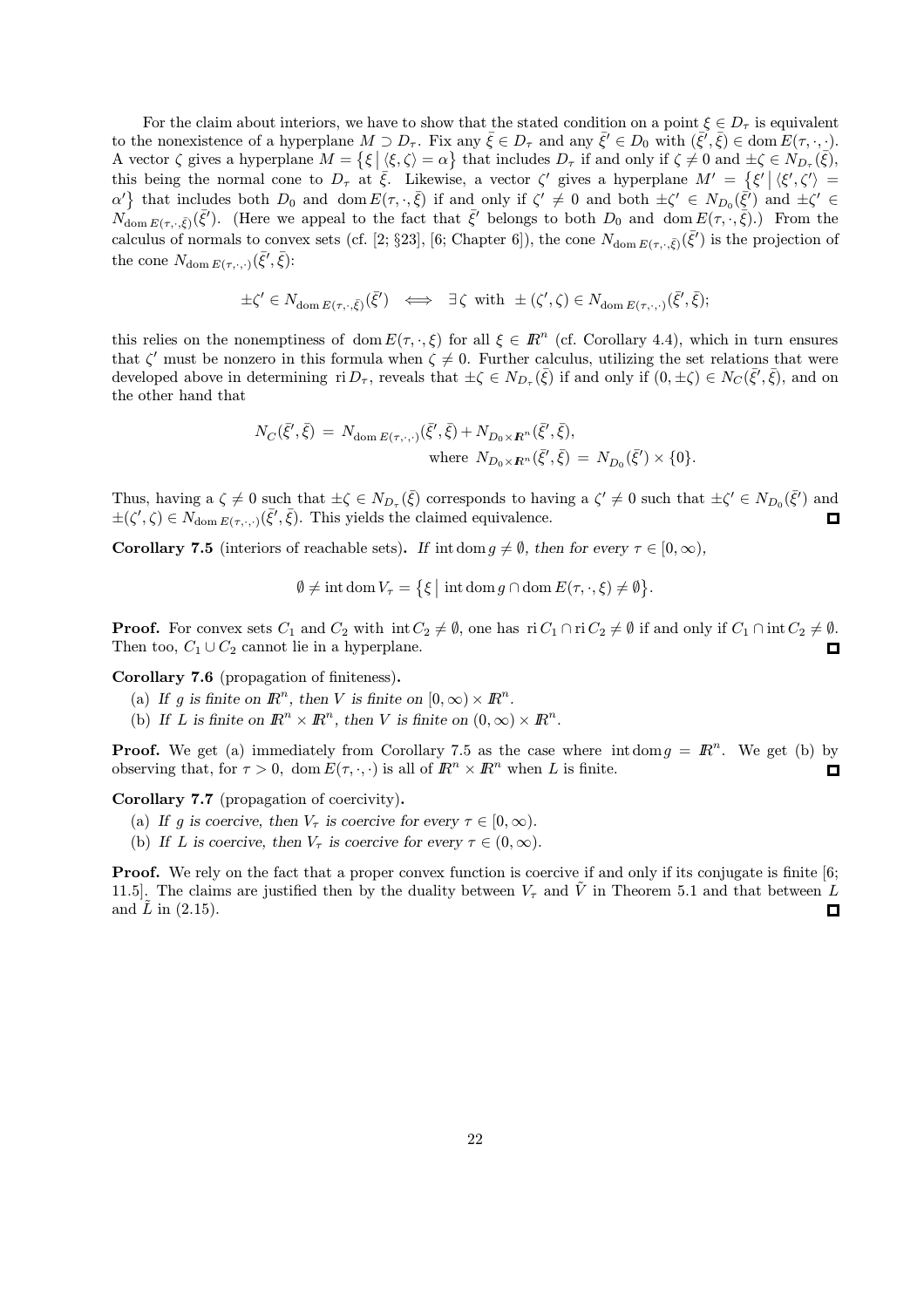For the claim about interiors, we have to show that the stated condition on a point $\xi \in D_\tau$ is equivalent to the nonexistence of a hyperplane $M \supset D_\tau$. Fix any $\bar{\xi} \in D_\tau$ and any $\bar{\xi}' \in D_0$ with $(\bar{\xi}', \bar{\xi}) \in \operatorname{dom} E(\tau, \cdot, \cdot)$. A vector $\zeta$ gives a hyperplane $M = \{\xi \mid \langle \xi, \zeta \rangle = \alpha\}$ that includes $D_\tau$ if and only if $\zeta \neq 0$ and $\pm\zeta \in N_{D_\tau}(\bar{\xi})$, this being the normal cone to $D_\tau$ at $\bar{\xi}$. Likewise, a vector $\zeta'$ gives a hyperplane $M' = \{\xi' \mid \langle \xi', \zeta' \rangle = \alpha'\}$ that includes both $D_0$ and $\operatorname{dom} E(\tau, \cdot, \bar{\xi})$ if and only if $\zeta' \neq 0$ and both $\pm\zeta' \in N_{D_0}(\bar{\xi}')$ and $\pm\zeta' \in N_{\operatorname{dom} E(\tau,\cdot,\bar{\xi})}(\bar{\xi}')$. (Here we appeal to the fact that $\bar{\xi}'$ belongs to both $D_0$ and $\operatorname{dom} E(\tau, \cdot, \bar{\xi})$.) From the calculus of normals to convex sets (cf. [2; §23], [6; Chapter 6]), the cone $N_{\operatorname{dom} E(\tau,\cdot,\bar{\xi})}(\bar{\xi}')$ is the projection of the cone $N_{\operatorname{dom} E(\tau,\cdot,\cdot)}(\bar{\xi}', \bar{\xi})$:

$$\pm\zeta' \in N_{\operatorname{dom} E(\tau,\cdot,\bar{\xi})}(\bar{\xi}') \iff \exists\, \zeta \text{ with } \pm(\zeta', \zeta) \in N_{\operatorname{dom} E(\tau,\cdot,\cdot)}(\bar{\xi}', \bar{\xi});$$

this relies on the nonemptiness of $\operatorname{dom} E(\tau, \cdot, \xi)$ for all $\xi \in \mathbb{R}^n$ (cf. Corollary 4.4), which in turn ensures that $\zeta'$ must be nonzero in this formula when $\zeta \neq 0$. Further calculus, utilizing the set relations that were developed above in determining $\operatorname{ri} D_\tau$, reveals that $\pm\zeta \in N_{D_\tau}(\bar{\xi})$ if and only if $(0, \pm\zeta) \in N_C(\bar{\xi}', \bar{\xi})$, and on the other hand that

$$N_C(\bar{\xi}', \bar{\xi}) = N_{\operatorname{dom} E(\tau,\cdot,\cdot)}(\bar{\xi}', \bar{\xi}) + N_{D_0 \times \mathbb{R}^n}(\bar{\xi}', \bar{\xi}),$$
$$\text{where } N_{D_0 \times \mathbb{R}^n}(\bar{\xi}', \bar{\xi}) = N_{D_0}(\bar{\xi}') \times \{0\}.$$

Thus, having a $\zeta \neq 0$ such that $\pm\zeta \in N_{D_\tau}(\bar{\xi})$ corresponds to having a $\zeta' \neq 0$ such that $\pm\zeta' \in N_{D_0}(\bar{\xi}')$ and $\pm(\zeta', \zeta) \in N_{\operatorname{dom} E(\tau,\cdot,\cdot)}(\bar{\xi}', \bar{\xi})$. This yields the claimed equivalence. ☐

**Corollary 7.5** (interiors of reachable sets)**.** *If* $\operatorname{int} \operatorname{dom} g \neq \emptyset$*, then for every* $\tau \in [0, \infty)$*,*

$$\emptyset \neq \operatorname{int} \operatorname{dom} V_\tau = \{\xi \mid \operatorname{int} \operatorname{dom} g \cap \operatorname{dom} E(\tau, \cdot, \xi) \neq \emptyset\}.$$

**Proof.** For convex sets $C_1$ and $C_2$ with $\operatorname{int} C_2 \neq \emptyset$, one has $\operatorname{ri} C_1 \cap \operatorname{ri} C_2 \neq \emptyset$ if and only if $C_1 \cap \operatorname{int} C_2 \neq \emptyset$. Then too, $C_1 \cup C_2$ cannot lie in a hyperplane. ☐

**Corollary 7.6** (propagation of finiteness)**.**

(a) *If* $g$ *is finite on* $\mathbb{R}^n$*, then* $V$ *is finite on* $[0, \infty) \times \mathbb{R}^n$*.*

(b) *If* $L$ *is finite on* $\mathbb{R}^n \times \mathbb{R}^n$*, then* $V$ *is finite on* $(0, \infty) \times \mathbb{R}^n$*.*

**Proof.** We get (a) immediately from Corollary 7.5 as the case where $\operatorname{int} \operatorname{dom} g = \mathbb{R}^n$. We get (b) by observing that, for $\tau > 0$, $\operatorname{dom} E(\tau, \cdot, \cdot)$ is all of $\mathbb{R}^n \times \mathbb{R}^n$ when $L$ is finite. ☐

**Corollary 7.7** (propagation of coercivity)**.**

(a) *If* $g$ *is coercive, then* $V_\tau$ *is coercive for every* $\tau \in [0, \infty)$*.*

(b) *If* $L$ *is coercive, then* $V_\tau$ *is coercive for every* $\tau \in (0, \infty)$*.*

**Proof.** We rely on the fact that a proper convex function is coercive if and only if its conjugate is finite [6; 11.5]. The claims are justified then by the duality between $V_\tau$ and $\tilde{V}$ in Theorem 5.1 and that between $L$ and $\tilde{L}$ in (2.15). ☐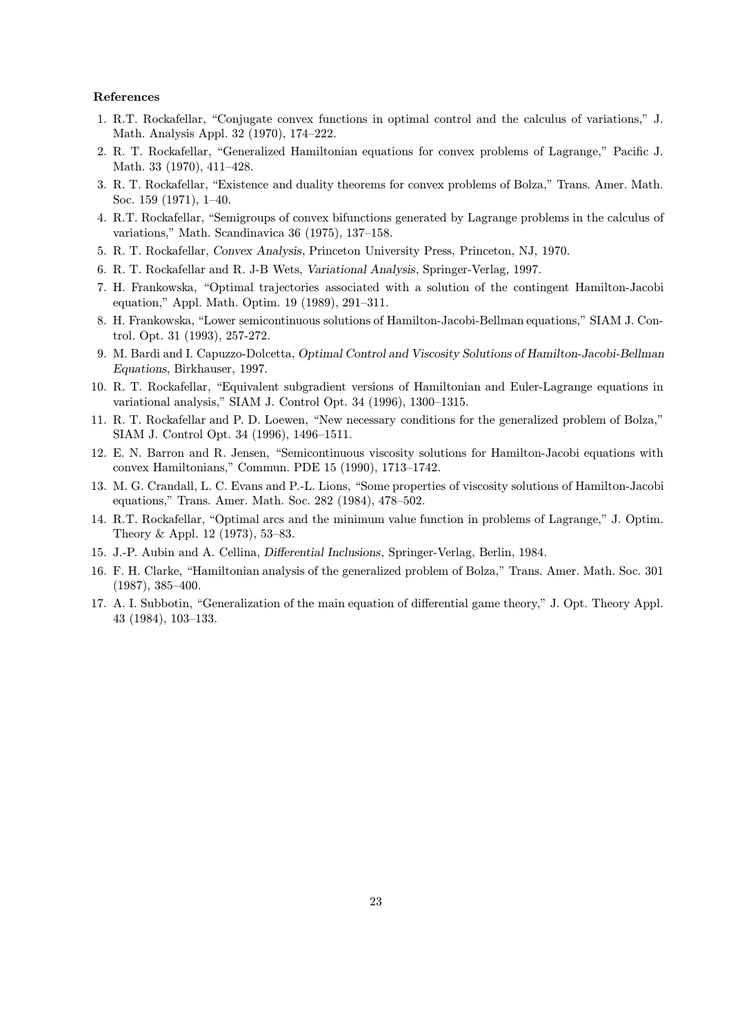**References**

1. R.T. Rockafellar, "Conjugate convex functions in optimal control and the calculus of variations," J. Math. Analysis Appl. 32 (1970), 174–222.
2. R. T. Rockafellar, "Generalized Hamiltonian equations for convex problems of Lagrange," Pacific J. Math. 33 (1970), 411–428.
3. R. T. Rockafellar, "Existence and duality theorems for convex problems of Bolza," Trans. Amer. Math. Soc. 159 (1971), 1–40.
4. R.T. Rockafellar, "Semigroups of convex bifunctions generated by Lagrange problems in the calculus of variations," Math. Scandinavica 36 (1975), 137–158.
5. R. T. Rockafellar, *Convex Analysis*, Princeton University Press, Princeton, NJ, 1970.
6. R. T. Rockafellar and R. J-B Wets, *Variational Analysis*, Springer-Verlag, 1997.
7. H. Frankowska, "Optimal trajectories associated with a solution of the contingent Hamilton-Jacobi equation," Appl. Math. Optim. 19 (1989), 291–311.
8. H. Frankowska, "Lower semicontinuous solutions of Hamilton-Jacobi-Bellman equations," SIAM J. Control. Opt. 31 (1993), 257-272.
9. M. Bardi and I. Capuzzo-Dolcetta, *Optimal Control and Viscosity Solutions of Hamilton-Jacobi-Bellman Equations*, Birkhauser, 1997.
10. R. T. Rockafellar, "Equivalent subgradient versions of Hamiltonian and Euler-Lagrange equations in variational analysis," SIAM J. Control Opt. 34 (1996), 1300–1315.
11. R. T. Rockafellar and P. D. Loewen, "New necessary conditions for the generalized problem of Bolza," SIAM J. Control Opt. 34 (1996), 1496–1511.
12. E. N. Barron and R. Jensen, "Semicontinuous viscosity solutions for Hamilton-Jacobi equations with convex Hamiltonians," Commun. PDE 15 (1990), 1713–1742.
13. M. G. Crandall, L. C. Evans and P.-L. Lions, "Some properties of viscosity solutions of Hamilton-Jacobi equations," Trans. Amer. Math. Soc. 282 (1984), 478–502.
14. R.T. Rockafellar, "Optimal arcs and the minimum value function in problems of Lagrange," J. Optim. Theory & Appl. 12 (1973), 53–83.
15. J.-P. Aubin and A. Cellina, *Differential Inclusions*, Springer-Verlag, Berlin, 1984.
16. F. H. Clarke, "Hamiltonian analysis of the generalized problem of Bolza," Trans. Amer. Math. Soc. 301 (1987), 385–400.
17. A. I. Subbotin, "Generalization of the main equation of differential game theory," J. Opt. Theory Appl. 43 (1984), 103–133.